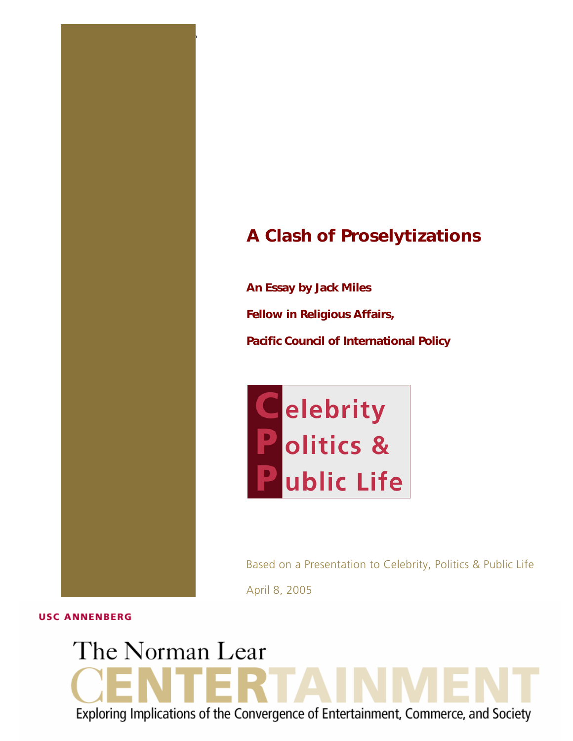# A Clash of Proselytizations

**An Essay by Jack Miles**

**Fellow in Religious Affairs,**

**Pacific Council of International Policy**

Celebrity Politics & Public Life

Based on a Presentation to Celebrity, Politics & Public Life

April 8, 2005

USC ANNENBERG

The Norman Lear CENTERTAINMENT

Exploring Implications of the Convergence of Entertainment, Commerce, and Society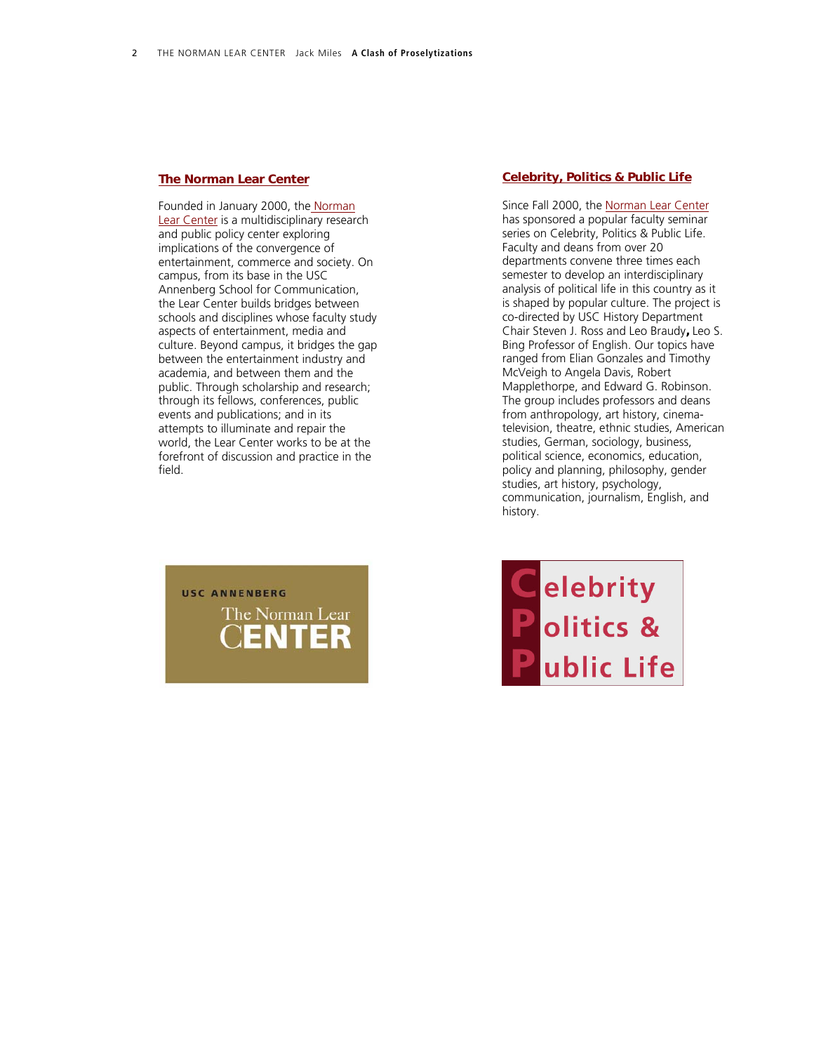## The Norman Lear Center

Founded in January 2000, the Norman Lear Center is a multidisciplinary research and public policy center exploring implications of the convergence of entertainment, commerce and society. On campus, from its base in the USC Annenberg School for Communication, the Lear Center builds bridges between schools and disciplines whose faculty study aspects of entertainment, media and culture. Beyond campus, it bridges the gap between the entertainment industry and academia, and between them and the public. Through scholarship and research; through its fellows, conferences, public events and publications; and in its attempts to illuminate and repair the world, the Lear Center works to be at the forefront of discussion and practice in the field.

## Celebrity, Politics & Public Life

Since Fall 2000, the Norman Lear Center has sponsored a popular faculty seminar series on Celebrity, Politics & Public Life. Faculty and deans from over 20 departments convene three times each semester to develop an interdisciplinary analysis of political life in this country as it is shaped by popular culture. The project is co-directed by USC History Department Chair Steven J. Ross and Leo Braudy, Leo S. Bing Professor of English. Our topics have ranged from Elian Gonzales and Timothy McVeigh to Angela Davis, Robert Mapplethorpe, and Edward G. Robinson. The group includes professors and deans from anthropology, art history, cinema-television, theatre, ethnic studies, American studies, German, sociology, business, political science, economics, education, policy and planning, philosophy, gender studies, art history, psychology, communication, journalism, English, and history.

USC ANNENBERG
The Norman Lear
CENTER

Celebrity
Politics &
Public Life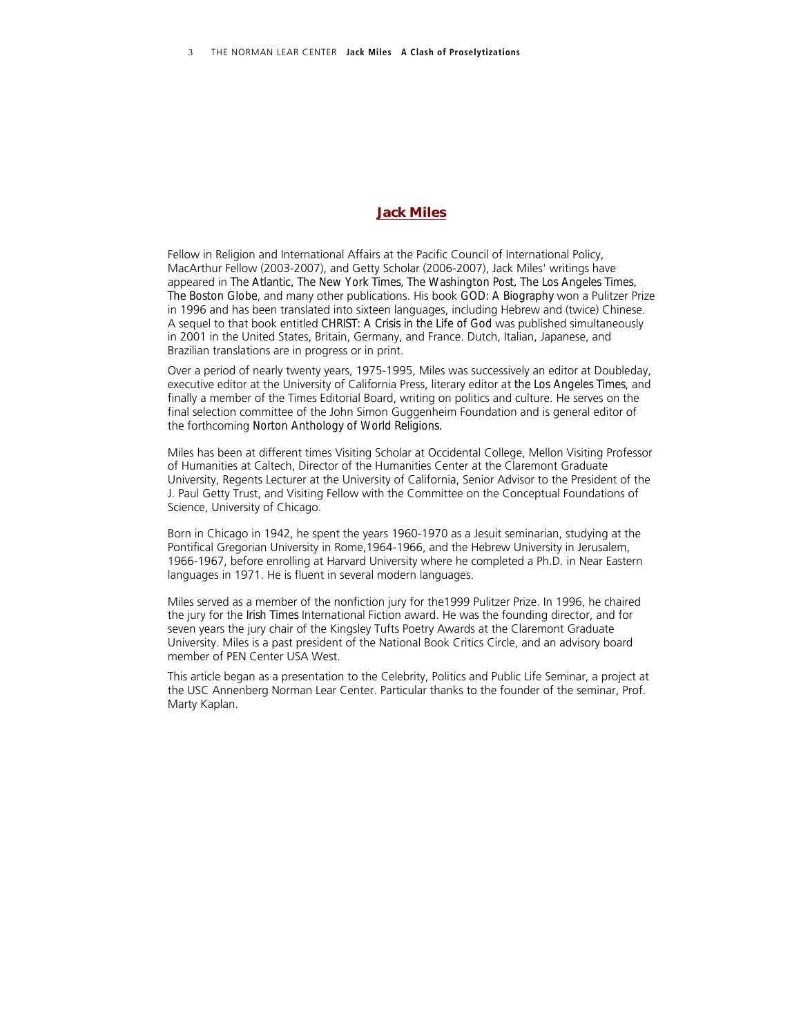## Jack Miles

Fellow in Religion and International Affairs at the Pacific Council of International Policy, MacArthur Fellow (2003-2007), and Getty Scholar (2006-2007), Jack Miles' writings have appeared in *The Atlantic, The New York Times, The Washington Post, The Los Angeles Times, The Boston Globe*, and many other publications. His book *GOD: A Biography* won a Pulitzer Prize in 1996 and has been translated into sixteen languages, including Hebrew and (twice) Chinese. A sequel to that book entitled *CHRIST: A Crisis in the Life of God* was published simultaneously in 2001 in the United States, Britain, Germany, and France. Dutch, Italian, Japanese, and Brazilian translations are in progress or in print.

Over a period of nearly twenty years, 1975-1995, Miles was successively an editor at Doubleday, executive editor at the University of California Press, literary editor at *the Los Angeles Times*, and finally a member of the Times Editorial Board, writing on politics and culture. He serves on the final selection committee of the John Simon Guggenheim Foundation and is general editor of the forthcoming *Norton Anthology of World Religions.*

Miles has been at different times Visiting Scholar at Occidental College, Mellon Visiting Professor of Humanities at Caltech, Director of the Humanities Center at the Claremont Graduate University, Regents Lecturer at the University of California, Senior Advisor to the President of the J. Paul Getty Trust, and Visiting Fellow with the Committee on the Conceptual Foundations of Science, University of Chicago.

Born in Chicago in 1942, he spent the years 1960-1970 as a Jesuit seminarian, studying at the Pontifical Gregorian University in Rome,1964-1966, and the Hebrew University in Jerusalem, 1966-1967, before enrolling at Harvard University where he completed a Ph.D. in Near Eastern languages in 1971. He is fluent in several modern languages.

Miles served as a member of the nonfiction jury for the1999 Pulitzer Prize. In 1996, he chaired the jury for the *Irish Times* International Fiction award. He was the founding director, and for seven years the jury chair of the Kingsley Tufts Poetry Awards at the Claremont Graduate University. Miles is a past president of the National Book Critics Circle, and an advisory board member of PEN Center USA West.

This article began as a presentation to the Celebrity, Politics and Public Life Seminar, a project at the USC Annenberg Norman Lear Center. Particular thanks to the founder of the seminar, Prof. Marty Kaplan.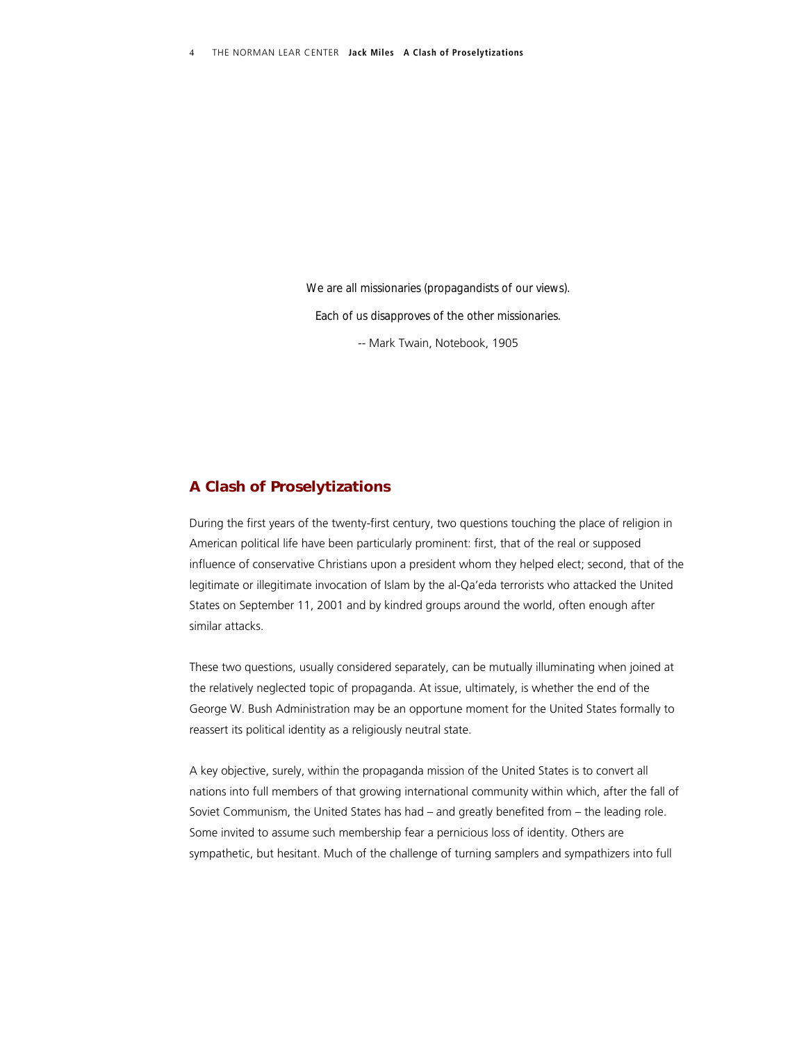*We are all missionaries (propagandists of our views).*

*Each of us disapproves of the other missionaries.*

-- Mark Twain, Notebook, 1905

## A Clash of Proselytizations

During the first years of the twenty-first century, two questions touching the place of religion in American political life have been particularly prominent: first, that of the real or supposed influence of conservative Christians upon a president whom they helped elect; second, that of the legitimate or illegitimate invocation of Islam by the al-Qa'eda terrorists who attacked the United States on September 11, 2001 and by kindred groups around the world, often enough after similar attacks.

These two questions, usually considered separately, can be mutually illuminating when joined at the relatively neglected topic of propaganda. At issue, ultimately, is whether the end of the George W. Bush Administration may be an opportune moment for the United States formally to reassert its political identity as a religiously neutral state.

A key objective, surely, within the propaganda mission of the United States is to convert all nations into full members of that growing international community within which, after the fall of Soviet Communism, the United States has had – and greatly benefited from – the leading role. Some invited to assume such membership fear a pernicious loss of identity. Others are sympathetic, but hesitant. Much of the challenge of turning samplers and sympathizers into full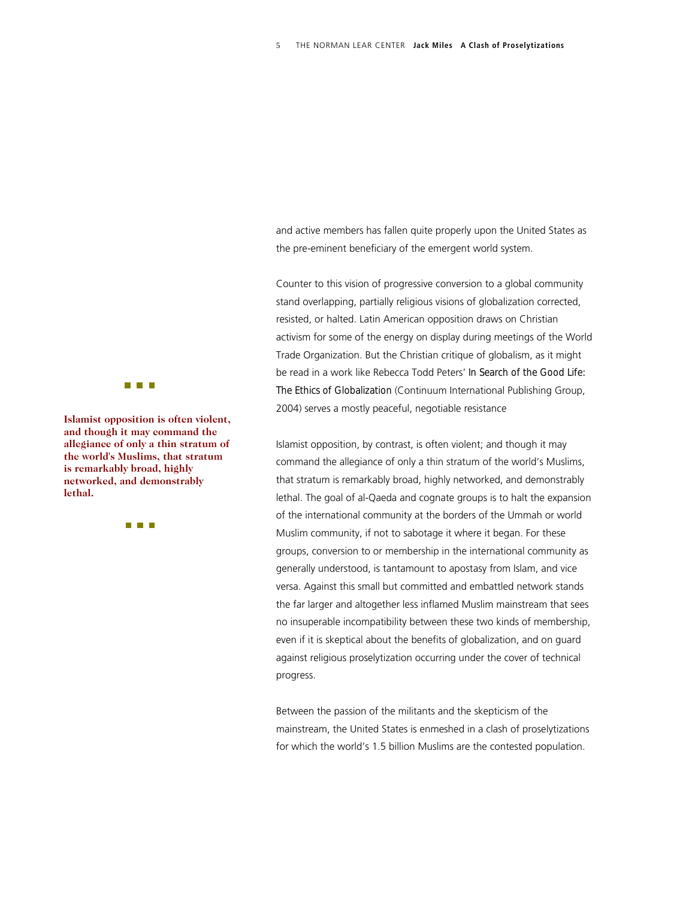and active members has fallen quite properly upon the United States as the pre-eminent beneficiary of the emergent world system.

Counter to this vision of progressive conversion to a global community stand overlapping, partially religious visions of globalization corrected, resisted, or halted. Latin American opposition draws on Christian activism for some of the energy on display during meetings of the World Trade Organization. But the Christian critique of globalism, as it might be read in a work like Rebecca Todd Peters' *In Search of the Good Life: The Ethics of Globalization* (Continuum International Publishing Group, 2004) serves a mostly peaceful, negotiable resistance

> **Islamist opposition is often violent, and though it may command the allegiance of only a thin stratum of the world's Muslims, that stratum is remarkably broad, highly networked, and demonstrably lethal.**

Islamist opposition, by contrast, is often violent; and though it may command the allegiance of only a thin stratum of the world's Muslims, that stratum is remarkably broad, highly networked, and demonstrably lethal. The goal of al-Qaeda and cognate groups is to halt the expansion of the international community at the borders of the Ummah or world Muslim community, if not to sabotage it where it began. For these groups, conversion to or membership in the international community as generally understood, is tantamount to apostasy from Islam, and vice versa. Against this small but committed and embattled network stands the far larger and altogether less inflamed Muslim mainstream that sees no insuperable incompatibility between these two kinds of membership, even if it is skeptical about the benefits of globalization, and on guard against religious proselytization occurring under the cover of technical progress.

Between the passion of the militants and the skepticism of the mainstream, the United States is enmeshed in a clash of proselytizations for which the world's 1.5 billion Muslims are the contested population.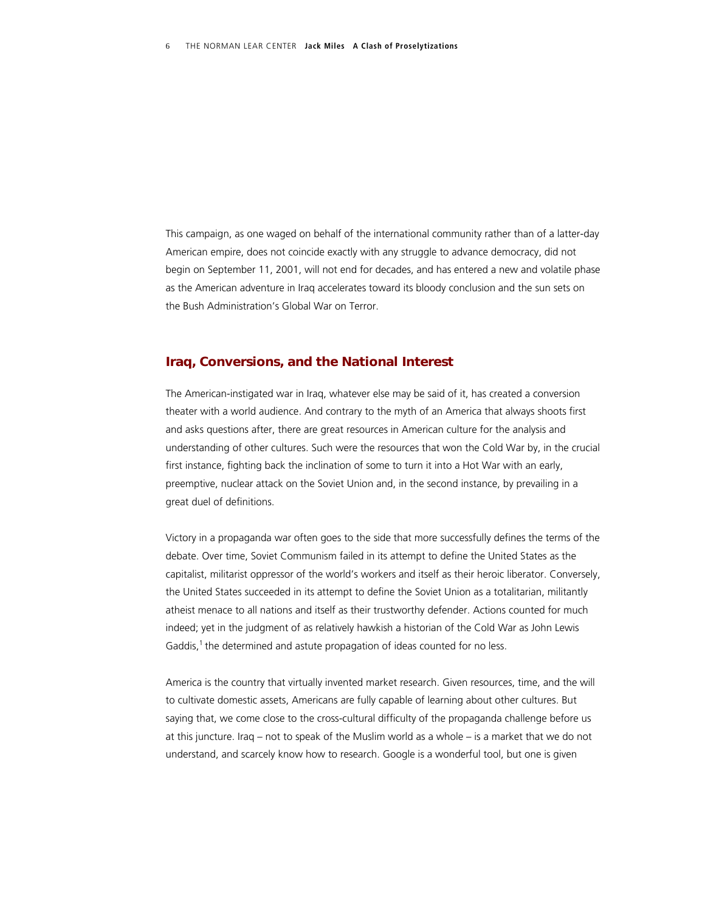This campaign, as one waged on behalf of the international community rather than of a latter-day American empire, does not coincide exactly with any struggle to advance democracy, did not begin on September 11, 2001, will not end for decades, and has entered a new and volatile phase as the American adventure in Iraq accelerates toward its bloody conclusion and the sun sets on the Bush Administration's Global War on Terror.

## Iraq, Conversions, and the National Interest

The American-instigated war in Iraq, whatever else may be said of it, has created a conversion theater with a world audience. And contrary to the myth of an America that always shoots first and asks questions after, there are great resources in American culture for the analysis and understanding of other cultures. Such were the resources that won the Cold War by, in the crucial first instance, fighting back the inclination of some to turn it into a Hot War with an early, preemptive, nuclear attack on the Soviet Union and, in the second instance, by prevailing in a great duel of definitions.

Victory in a propaganda war often goes to the side that more successfully defines the terms of the debate. Over time, Soviet Communism failed in its attempt to define the United States as the capitalist, militarist oppressor of the world's workers and itself as their heroic liberator. Conversely, the United States succeeded in its attempt to define the Soviet Union as a totalitarian, militantly atheist menace to all nations and itself as their trustworthy defender. Actions counted for much indeed; yet in the judgment of as relatively hawkish a historian of the Cold War as John Lewis Gaddis,[1] the determined and astute propagation of ideas counted for no less.

America is the country that virtually invented market research. Given resources, time, and the will to cultivate domestic assets, Americans are fully capable of learning about other cultures. But saying that, we come close to the cross-cultural difficulty of the propaganda challenge before us at this juncture. Iraq – not to speak of the Muslim world as a whole – is a market that we do not understand, and scarcely know how to research. Google is a wonderful tool, but one is given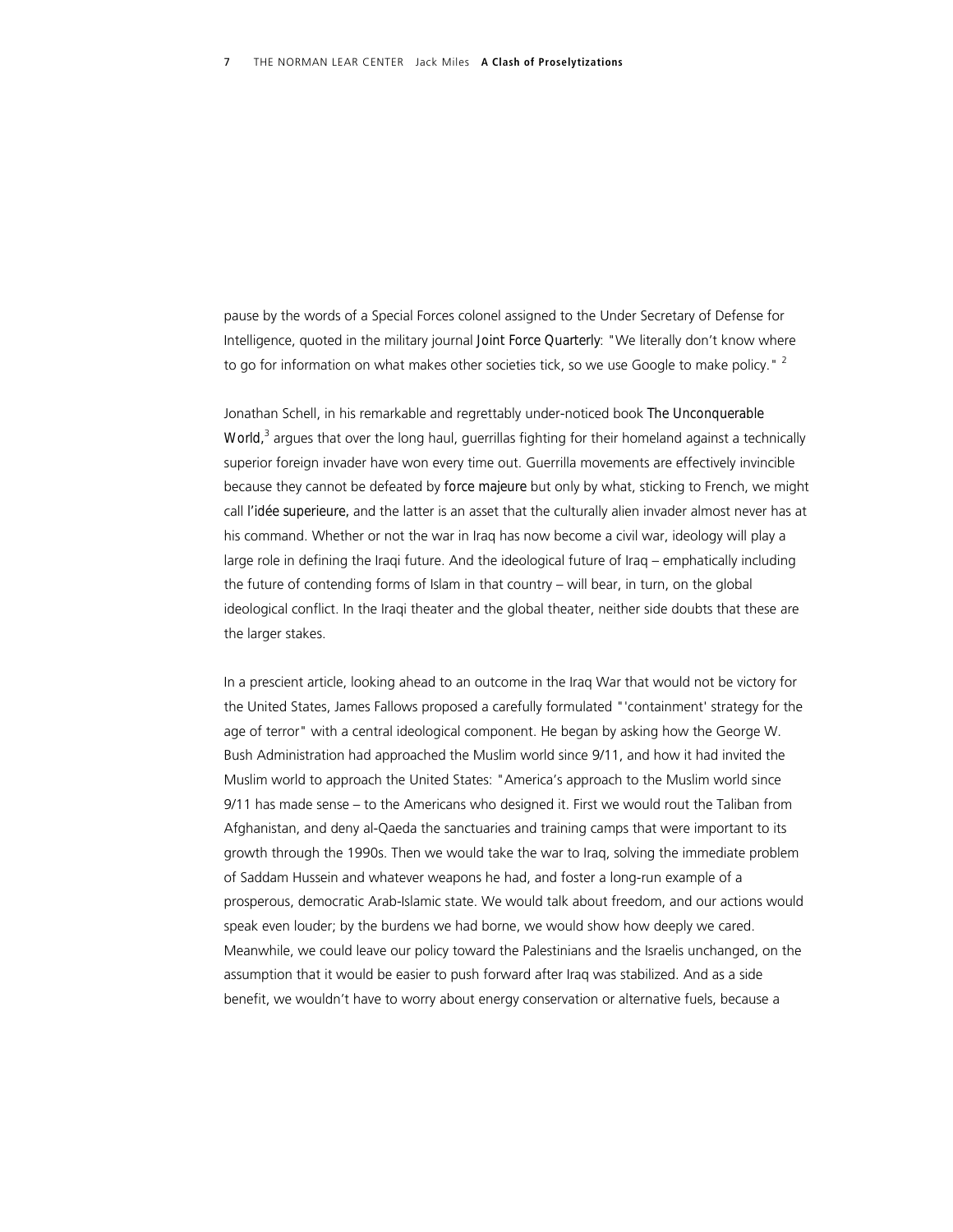pause by the words of a Special Forces colonel assigned to the Under Secretary of Defense for Intelligence, quoted in the military journal *Joint Force Quarterly*: "We literally don't know where to go for information on what makes other societies tick, so we use Google to make policy." [2]

Jonathan Schell, in his remarkable and regrettably under-noticed book *The Unconquerable World*,[3] argues that over the long haul, guerrillas fighting for their homeland against a technically superior foreign invader have won every time out. Guerrilla movements are effectively invincible because they cannot be defeated by *force majeure* but only by what, sticking to French, we might call *l'idée superieure,* and the latter is an asset that the culturally alien invader almost never has at his command. Whether or not the war in Iraq has now become a civil war, ideology will play a large role in defining the Iraqi future. And the ideological future of Iraq – emphatically including the future of contending forms of Islam in that country – will bear, in turn, on the global ideological conflict. In the Iraqi theater and the global theater, neither side doubts that these are the larger stakes.

In a prescient article, looking ahead to an outcome in the Iraq War that would not be victory for the United States, James Fallows proposed a carefully formulated "'containment' strategy for the age of terror" with a central ideological component. He began by asking how the George W. Bush Administration had approached the Muslim world since 9/11, and how it had invited the Muslim world to approach the United States: "America's approach to the Muslim world since 9/11 has made sense – to the Americans who designed it. First we would rout the Taliban from Afghanistan, and deny al-Qaeda the sanctuaries and training camps that were important to its growth through the 1990s. Then we would take the war to Iraq, solving the immediate problem of Saddam Hussein and whatever weapons he had, and foster a long-run example of a prosperous, democratic Arab-Islamic state. We would talk about freedom, and our actions would speak even louder; by the burdens we had borne, we would show how deeply we cared. Meanwhile, we could leave our policy toward the Palestinians and the Israelis unchanged, on the assumption that it would be easier to push forward after Iraq was stabilized. And as a side benefit, we wouldn't have to worry about energy conservation or alternative fuels, because a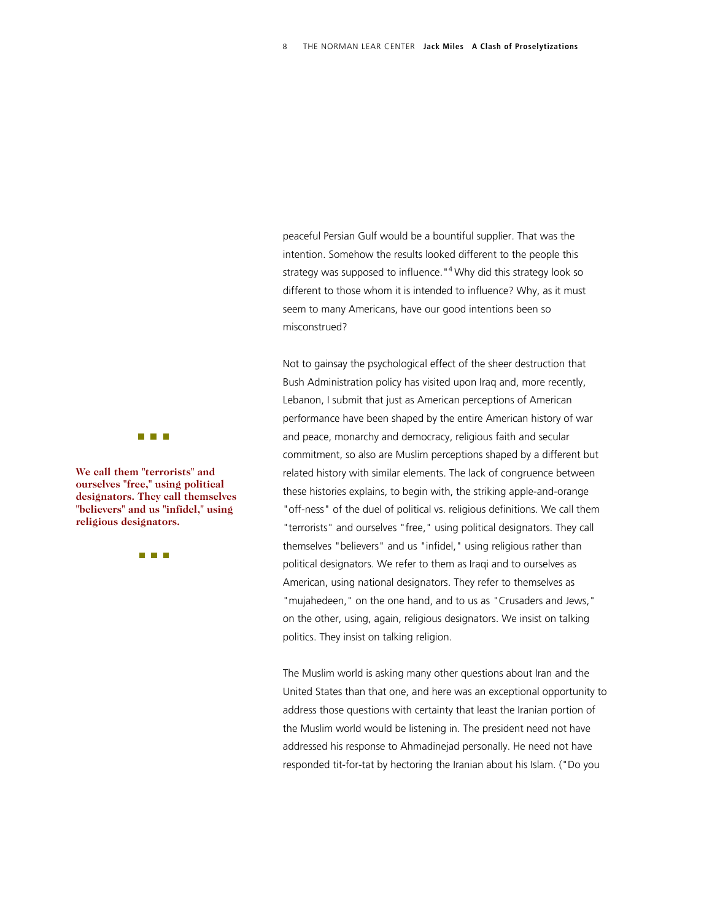peaceful Persian Gulf would be a bountiful supplier. That was the intention. Somehow the results looked different to the people this strategy was supposed to influence."[4] Why did this strategy look so different to those whom it is intended to influence? Why, as it must seem to many Americans, have our good intentions been so misconstrued?

Not to gainsay the psychological effect of the sheer destruction that Bush Administration policy has visited upon Iraq and, more recently, Lebanon, I submit that just as American perceptions of American performance have been shaped by the entire American history of war and peace, monarchy and democracy, religious faith and secular commitment, so also are Muslim perceptions shaped by a different but related history with similar elements. The lack of congruence between these histories explains, to begin with, the striking apple-and-orange "off-ness" of the duel of political vs. religious definitions. We call them "terrorists" and ourselves "free," using political designators. They call themselves "believers" and us "infidel," using religious rather than political designators. We refer to them as Iraqi and to ourselves as American, using national designators. They refer to themselves as "mujahedeen," on the one hand, and to us as "Crusaders and Jews," on the other, using, again, religious designators. We insist on talking politics. They insist on talking religion.

**We call them "terrorists" and ourselves "free," using political designators. They call themselves "believers" and us "infidel," using religious designators.**

The Muslim world is asking many other questions about Iran and the United States than that one, and here was an exceptional opportunity to address those questions with certainty that least the Iranian portion of the Muslim world would be listening in. The president need not have addressed his response to Ahmadinejad personally. He need not have responded tit-for-tat by hectoring the Iranian about his Islam. ("Do you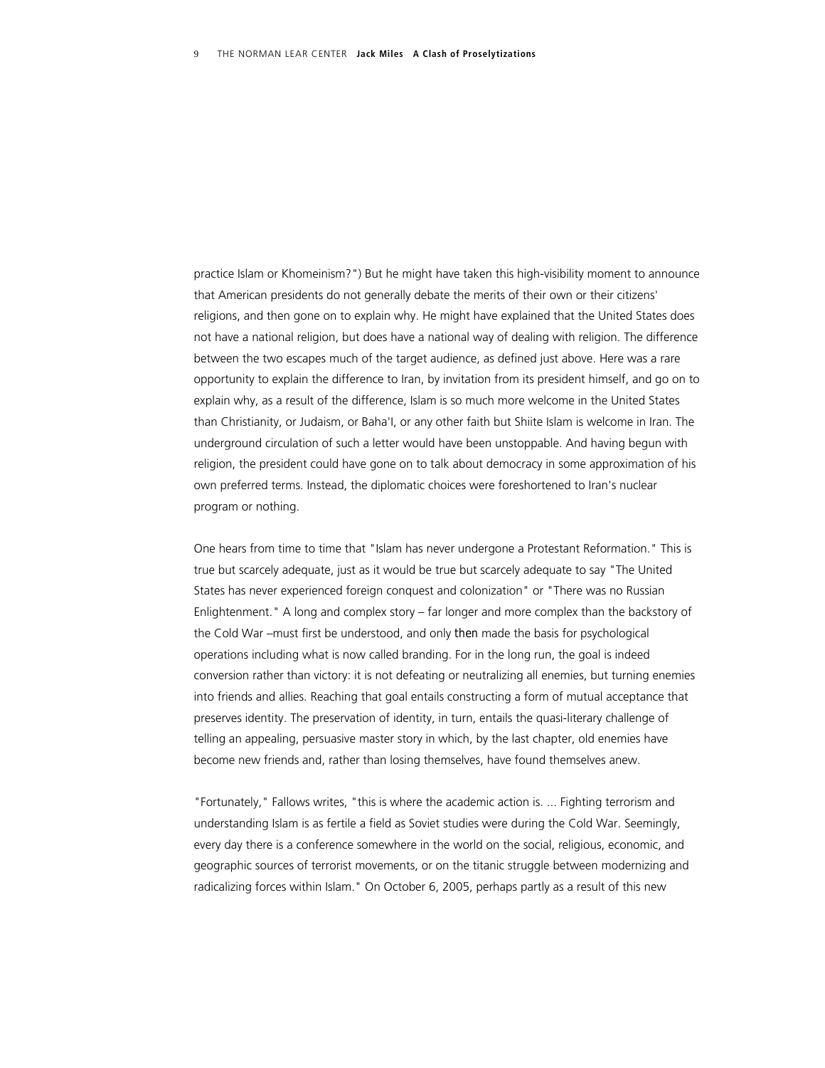practice Islam or Khomeinism?") But he might have taken this high-visibility moment to announce that American presidents do not generally debate the merits of their own or their citizens' religions, and then gone on to explain why. He might have explained that the United States does not have a national religion, but does have a national way of dealing with religion. The difference between the two escapes much of the target audience, as defined just above. Here was a rare opportunity to explain the difference to Iran, by invitation from its president himself, and go on to explain why, as a result of the difference, Islam is so much more welcome in the United States than Christianity, or Judaism, or Baha'I, or any other faith but Shiite Islam is welcome in Iran. The underground circulation of such a letter would have been unstoppable. And having begun with religion, the president could have gone on to talk about democracy in some approximation of his own preferred terms. Instead, the diplomatic choices were foreshortened to Iran's nuclear program or nothing.

One hears from time to time that "Islam has never undergone a Protestant Reformation." This is true but scarcely adequate, just as it would be true but scarcely adequate to say "The United States has never experienced foreign conquest and colonization" or "There was no Russian Enlightenment." A long and complex story – far longer and more complex than the backstory of the Cold War –must first be understood, and only *then* made the basis for psychological operations including what is now called branding. For in the long run, the goal is indeed conversion rather than victory: it is not defeating or neutralizing all enemies, but turning enemies into friends and allies. Reaching that goal entails constructing a form of mutual acceptance that preserves identity. The preservation of identity, in turn, entails the quasi-literary challenge of telling an appealing, persuasive master story in which, by the last chapter, old enemies have become new friends and, rather than losing themselves, have found themselves anew.

"Fortunately," Fallows writes, "this is where the academic action is. ... Fighting terrorism and understanding Islam is as fertile a field as Soviet studies were during the Cold War. Seemingly, every day there is a conference somewhere in the world on the social, religious, economic, and geographic sources of terrorist movements, or on the titanic struggle between modernizing and radicalizing forces within Islam." On October 6, 2005, perhaps partly as a result of this new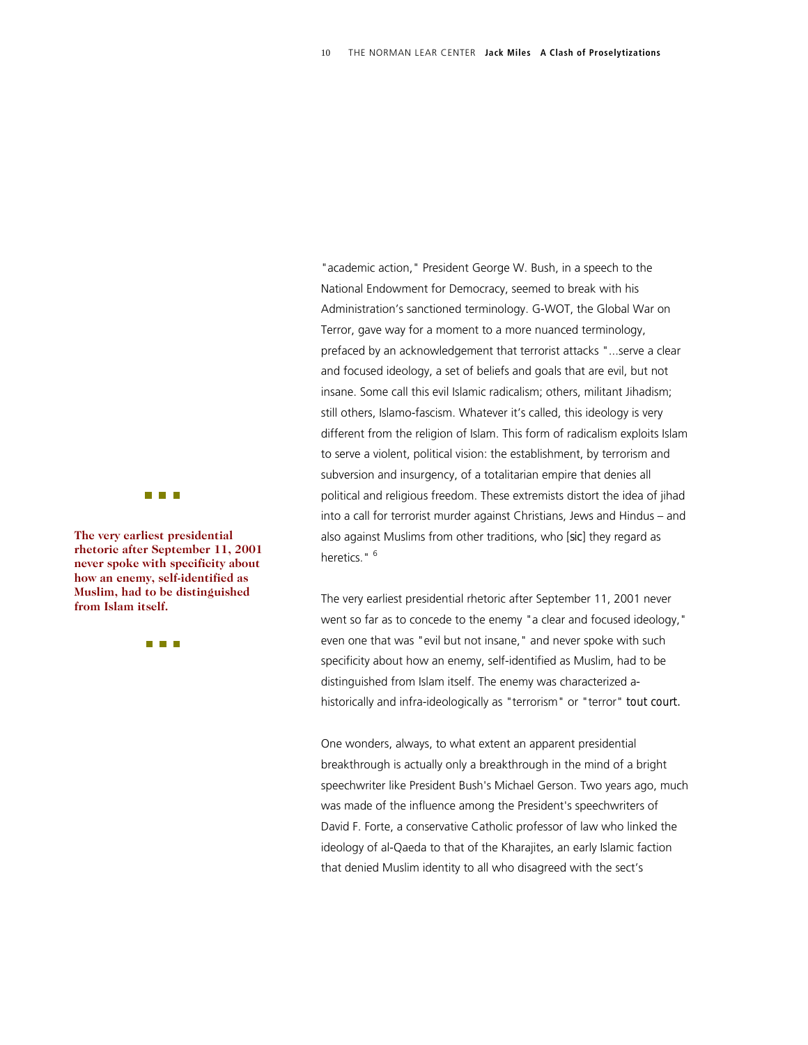"academic action," President George W. Bush, in a speech to the National Endowment for Democracy, seemed to break with his Administration's sanctioned terminology. G-WOT, the Global War on Terror, gave way for a moment to a more nuanced terminology, prefaced by an acknowledgement that terrorist attacks "...serve a clear and focused ideology, a set of beliefs and goals that are evil, but not insane. Some call this evil Islamic radicalism; others, militant Jihadism; still others, Islamo-fascism. Whatever it's called, this ideology is very different from the religion of Islam. This form of radicalism exploits Islam to serve a violent, political vision: the establishment, by terrorism and subversion and insurgency, of a totalitarian empire that denies all political and religious freedom. These extremists distort the idea of jihad into a call for terrorist murder against Christians, Jews and Hindus – and also against Muslims from other traditions, who [*sic*] they regard as heretics." [6]

**The very earliest presidential rhetoric after September 11, 2001 never spoke with specificity about how an enemy, self-identified as Muslim, had to be distinguished from Islam itself.**

The very earliest presidential rhetoric after September 11, 2001 never went so far as to concede to the enemy "a clear and focused ideology," even one that was "evil but not insane," and never spoke with such specificity about how an enemy, self-identified as Muslim, had to be distinguished from Islam itself. The enemy was characterized a-historically and infra-ideologically as "terrorism" or "terror" *tout court.*

One wonders, always, to what extent an apparent presidential breakthrough is actually only a breakthrough in the mind of a bright speechwriter like President Bush's Michael Gerson. Two years ago, much was made of the influence among the President's speechwriters of David F. Forte, a conservative Catholic professor of law who linked the ideology of al-Qaeda to that of the Kharajites, an early Islamic faction that denied Muslim identity to all who disagreed with the sect's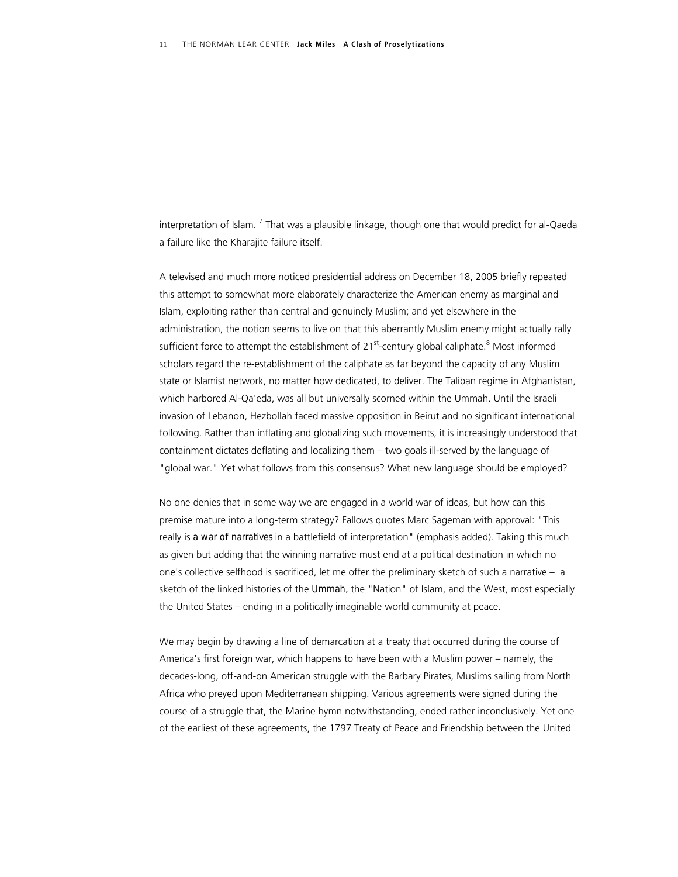interpretation of Islam. [7] That was a plausible linkage, though one that would predict for al-Qaeda a failure like the Kharajite failure itself.

A televised and much more noticed presidential address on December 18, 2005 briefly repeated this attempt to somewhat more elaborately characterize the American enemy as marginal and Islam, exploiting rather than central and genuinely Muslim; and yet elsewhere in the administration, the notion seems to live on that this aberrantly Muslim enemy might actually rally sufficient force to attempt the establishment of 21st-century global caliphate.[8] Most informed scholars regard the re-establishment of the caliphate as far beyond the capacity of any Muslim state or Islamist network, no matter how dedicated, to deliver. The Taliban regime in Afghanistan, which harbored Al-Qa'eda, was all but universally scorned within the Ummah. Until the Israeli invasion of Lebanon, Hezbollah faced massive opposition in Beirut and no significant international following. Rather than inflating and globalizing such movements, it is increasingly understood that containment dictates deflating and localizing them – two goals ill-served by the language of "global war." Yet what follows from this consensus? What new language should be employed?

No one denies that in some way we are engaged in a world war of ideas, but how can this premise mature into a long-term strategy? Fallows quotes Marc Sageman with approval: "This really is *a war of narratives* in a battlefield of interpretation" (emphasis added). Taking this much as given but adding that the winning narrative must end at a political destination in which no one's collective selfhood is sacrificed, let me offer the preliminary sketch of such a narrative – a sketch of the linked histories of the *Ummah*, the "Nation" of Islam, and the West, most especially the United States – ending in a politically imaginable world community at peace.

We may begin by drawing a line of demarcation at a treaty that occurred during the course of America's first foreign war, which happens to have been with a Muslim power – namely, the decades-long, off-and-on American struggle with the Barbary Pirates, Muslims sailing from North Africa who preyed upon Mediterranean shipping. Various agreements were signed during the course of a struggle that, the Marine hymn notwithstanding, ended rather inconclusively. Yet one of the earliest of these agreements, the 1797 Treaty of Peace and Friendship between the United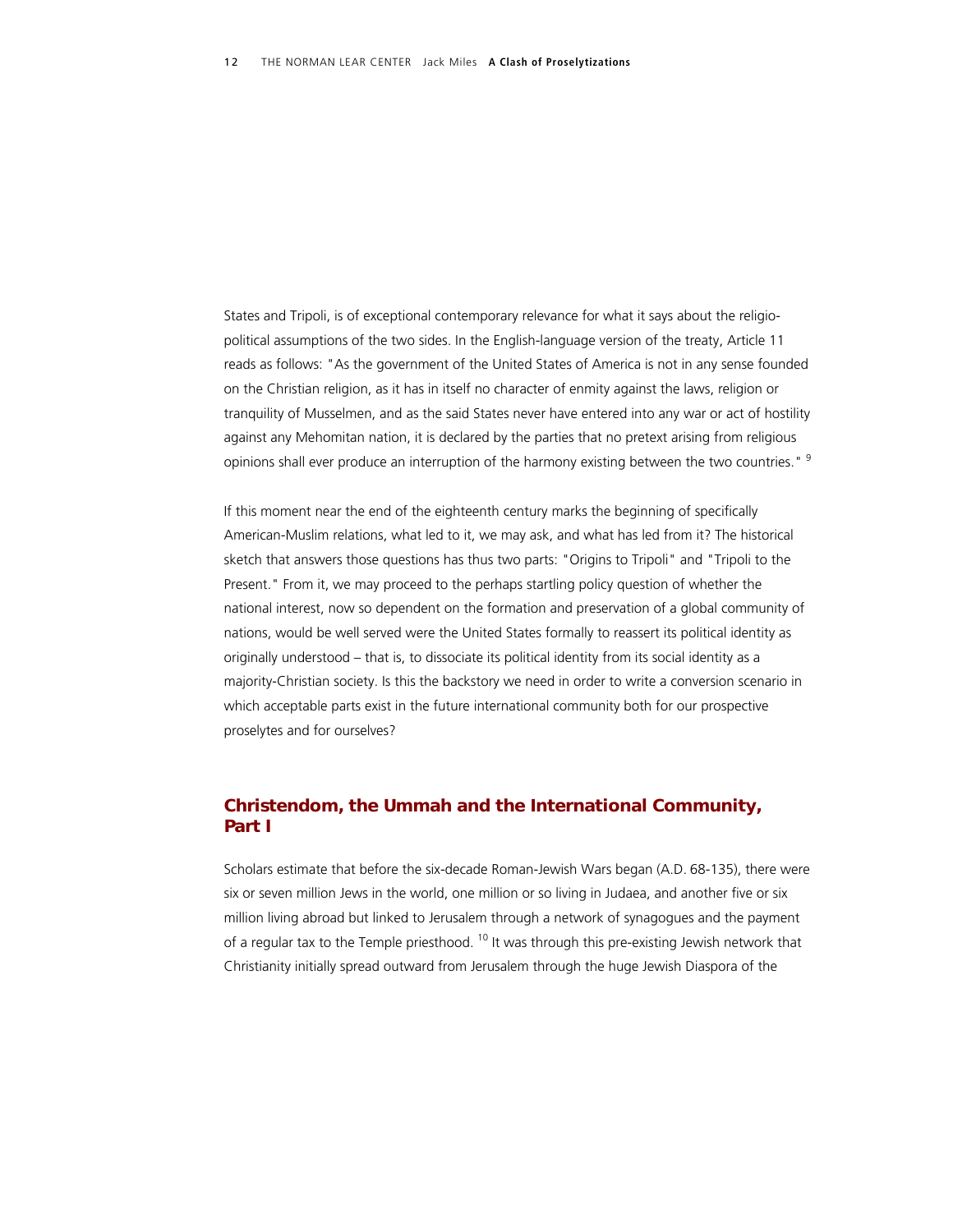States and Tripoli, is of exceptional contemporary relevance for what it says about the religio-political assumptions of the two sides. In the English-language version of the treaty, Article 11 reads as follows: "As the government of the United States of America is not in any sense founded on the Christian religion, as it has in itself no character of enmity against the laws, religion or tranquility of Musselmen, and as the said States never have entered into any war or act of hostility against any Mehomitan nation, it is declared by the parties that no pretext arising from religious opinions shall ever produce an interruption of the harmony existing between the two countries." [9]

If this moment near the end of the eighteenth century marks the beginning of specifically American-Muslim relations, what led to it, we may ask, and what has led from it? The historical sketch that answers those questions has thus two parts: "Origins to Tripoli" and "Tripoli to the Present." From it, we may proceed to the perhaps startling policy question of whether the national interest, now so dependent on the formation and preservation of a global community of nations, would be well served were the United States formally to reassert its political identity as originally understood – that is, to dissociate its political identity from its social identity as a majority-Christian society. Is this the backstory we need in order to write a conversion scenario in which acceptable parts exist in the future international community both for our prospective proselytes and for ourselves?

## Christendom, the Ummah and the International Community, Part I

Scholars estimate that before the six-decade Roman-Jewish Wars began (A.D. 68-135), there were six or seven million Jews in the world, one million or so living in Judaea, and another five or six million living abroad but linked to Jerusalem through a network of synagogues and the payment of a regular tax to the Temple priesthood. [10] It was through this pre-existing Jewish network that Christianity initially spread outward from Jerusalem through the huge Jewish Diaspora of the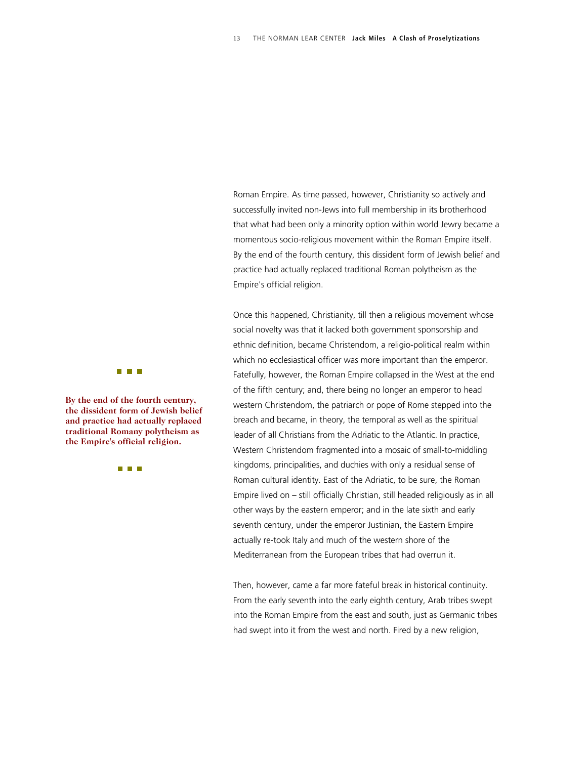Roman Empire. As time passed, however, Christianity so actively and successfully invited non-Jews into full membership in its brotherhood that what had been only a minority option within world Jewry became a momentous socio-religious movement within the Roman Empire itself. By the end of the fourth century, this dissident form of Jewish belief and practice had actually replaced traditional Roman polytheism as the Empire's official religion.

Once this happened, Christianity, till then a religious movement whose social novelty was that it lacked both government sponsorship and ethnic definition, became Christendom, a religio-political realm within which no ecclesiastical officer was more important than the emperor. Fatefully, however, the Roman Empire collapsed in the West at the end of the fifth century; and, there being no longer an emperor to head western Christendom, the patriarch or pope of Rome stepped into the breach and became, in theory, the temporal as well as the spiritual leader of all Christians from the Adriatic to the Atlantic. In practice, Western Christendom fragmented into a mosaic of small-to-middling kingdoms, principalities, and duchies with only a residual sense of Roman cultural identity. East of the Adriatic, to be sure, the Roman Empire lived on – still officially Christian, still headed religiously as in all other ways by the eastern emperor; and in the late sixth and early seventh century, under the emperor Justinian, the Eastern Empire actually re-took Italy and much of the western shore of the Mediterranean from the European tribes that had overrun it.

> **By the end of the fourth century, the dissident form of Jewish belief and practice had actually replaced traditional Romany polytheism as the Empire's official religion.**

Then, however, came a far more fateful break in historical continuity. From the early seventh into the early eighth century, Arab tribes swept into the Roman Empire from the east and south, just as Germanic tribes had swept into it from the west and north. Fired by a new religion,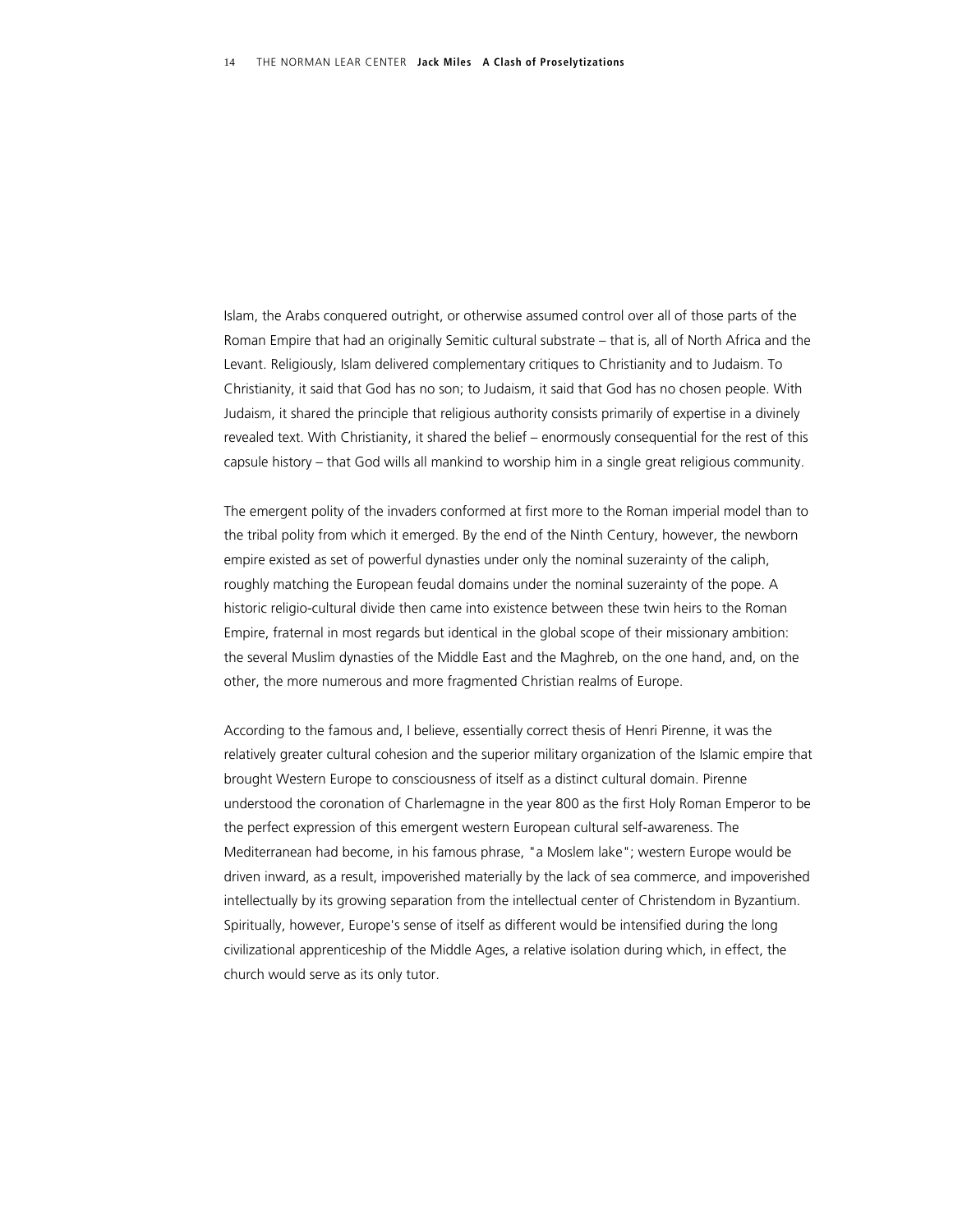Islam, the Arabs conquered outright, or otherwise assumed control over all of those parts of the Roman Empire that had an originally Semitic cultural substrate – that is, all of North Africa and the Levant. Religiously, Islam delivered complementary critiques to Christianity and to Judaism. To Christianity, it said that God has no son; to Judaism, it said that God has no chosen people. With Judaism, it shared the principle that religious authority consists primarily of expertise in a divinely revealed text. With Christianity, it shared the belief – enormously consequential for the rest of this capsule history – that God wills all mankind to worship him in a single great religious community.

The emergent polity of the invaders conformed at first more to the Roman imperial model than to the tribal polity from which it emerged. By the end of the Ninth Century, however, the newborn empire existed as set of powerful dynasties under only the nominal suzerainty of the caliph, roughly matching the European feudal domains under the nominal suzerainty of the pope. A historic religio-cultural divide then came into existence between these twin heirs to the Roman Empire, fraternal in most regards but identical in the global scope of their missionary ambition: the several Muslim dynasties of the Middle East and the Maghreb, on the one hand, and, on the other, the more numerous and more fragmented Christian realms of Europe.

According to the famous and, I believe, essentially correct thesis of Henri Pirenne, it was the relatively greater cultural cohesion and the superior military organization of the Islamic empire that brought Western Europe to consciousness of itself as a distinct cultural domain. Pirenne understood the coronation of Charlemagne in the year 800 as the first Holy Roman Emperor to be the perfect expression of this emergent western European cultural self-awareness. The Mediterranean had become, in his famous phrase, "a Moslem lake"; western Europe would be driven inward, as a result, impoverished materially by the lack of sea commerce, and impoverished intellectually by its growing separation from the intellectual center of Christendom in Byzantium. Spiritually, however, Europe's sense of itself as different would be intensified during the long civilizational apprenticeship of the Middle Ages, a relative isolation during which, in effect, the church would serve as its only tutor.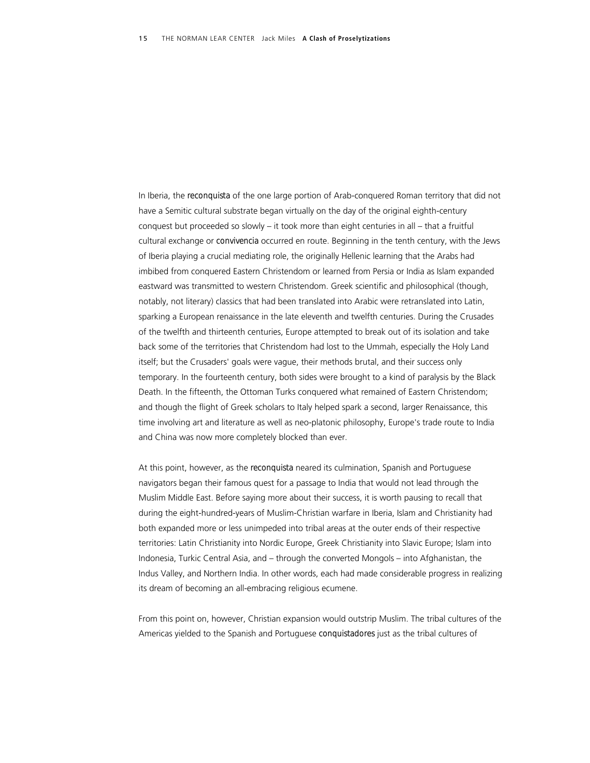In Iberia, the *reconquista* of the one large portion of Arab-conquered Roman territory that did not have a Semitic cultural substrate began virtually on the day of the original eighth-century conquest but proceeded so slowly – it took more than eight centuries in all – that a fruitful cultural exchange or *convivencia* occurred en route. Beginning in the tenth century, with the Jews of Iberia playing a crucial mediating role, the originally Hellenic learning that the Arabs had imbibed from conquered Eastern Christendom or learned from Persia or India as Islam expanded eastward was transmitted to western Christendom. Greek scientific and philosophical (though, notably, not literary) classics that had been translated into Arabic were retranslated into Latin, sparking a European renaissance in the late eleventh and twelfth centuries. During the Crusades of the twelfth and thirteenth centuries, Europe attempted to break out of its isolation and take back some of the territories that Christendom had lost to the Ummah, especially the Holy Land itself; but the Crusaders' goals were vague, their methods brutal, and their success only temporary. In the fourteenth century, both sides were brought to a kind of paralysis by the Black Death. In the fifteenth, the Ottoman Turks conquered what remained of Eastern Christendom; and though the flight of Greek scholars to Italy helped spark a second, larger Renaissance, this time involving art and literature as well as neo-platonic philosophy, Europe's trade route to India and China was now more completely blocked than ever.

At this point, however, as the *reconquista* neared its culmination, Spanish and Portuguese navigators began their famous quest for a passage to India that would not lead through the Muslim Middle East. Before saying more about their success, it is worth pausing to recall that during the eight-hundred-years of Muslim-Christian warfare in Iberia, Islam and Christianity had both expanded more or less unimpeded into tribal areas at the outer ends of their respective territories: Latin Christianity into Nordic Europe, Greek Christianity into Slavic Europe; Islam into Indonesia, Turkic Central Asia, and – through the converted Mongols – into Afghanistan, the Indus Valley, and Northern India. In other words, each had made considerable progress in realizing its dream of becoming an all-embracing religious ecumene.

From this point on, however, Christian expansion would outstrip Muslim. The tribal cultures of the Americas yielded to the Spanish and Portuguese *conquistadores* just as the tribal cultures of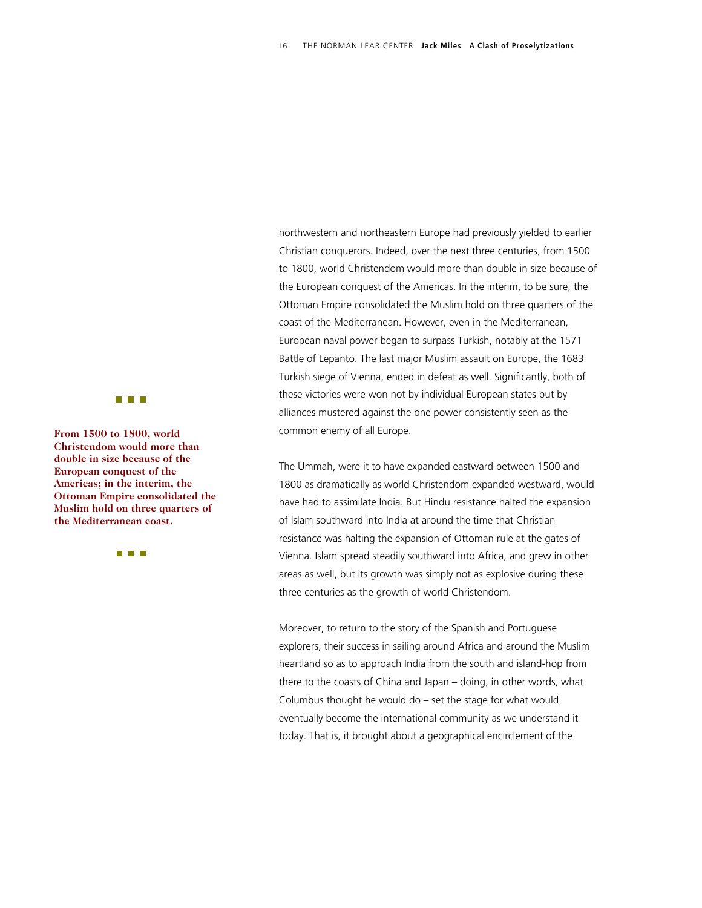northwestern and northeastern Europe had previously yielded to earlier Christian conquerors. Indeed, over the next three centuries, from 1500 to 1800, world Christendom would more than double in size because of the European conquest of the Americas. In the interim, to be sure, the Ottoman Empire consolidated the Muslim hold on three quarters of the coast of the Mediterranean. However, even in the Mediterranean, European naval power began to surpass Turkish, notably at the 1571 Battle of Lepanto. The last major Muslim assault on Europe, the 1683 Turkish siege of Vienna, ended in defeat as well. Significantly, both of these victories were won not by individual European states but by alliances mustered against the one power consistently seen as the common enemy of all Europe.

**From 1500 to 1800, world Christendom would more than double in size because of the European conquest of the Americas; in the interim, the Ottoman Empire consolidated the Muslim hold on three quarters of the Mediterranean coast.**

The Ummah, were it to have expanded eastward between 1500 and 1800 as dramatically as world Christendom expanded westward, would have had to assimilate India. But Hindu resistance halted the expansion of Islam southward into India at around the time that Christian resistance was halting the expansion of Ottoman rule at the gates of Vienna. Islam spread steadily southward into Africa, and grew in other areas as well, but its growth was simply not as explosive during these three centuries as the growth of world Christendom.

Moreover, to return to the story of the Spanish and Portuguese explorers, their success in sailing around Africa and around the Muslim heartland so as to approach India from the south and island-hop from there to the coasts of China and Japan – doing, in other words, what Columbus thought he would do – set the stage for what would eventually become the international community as we understand it today. That is, it brought about a geographical encirclement of the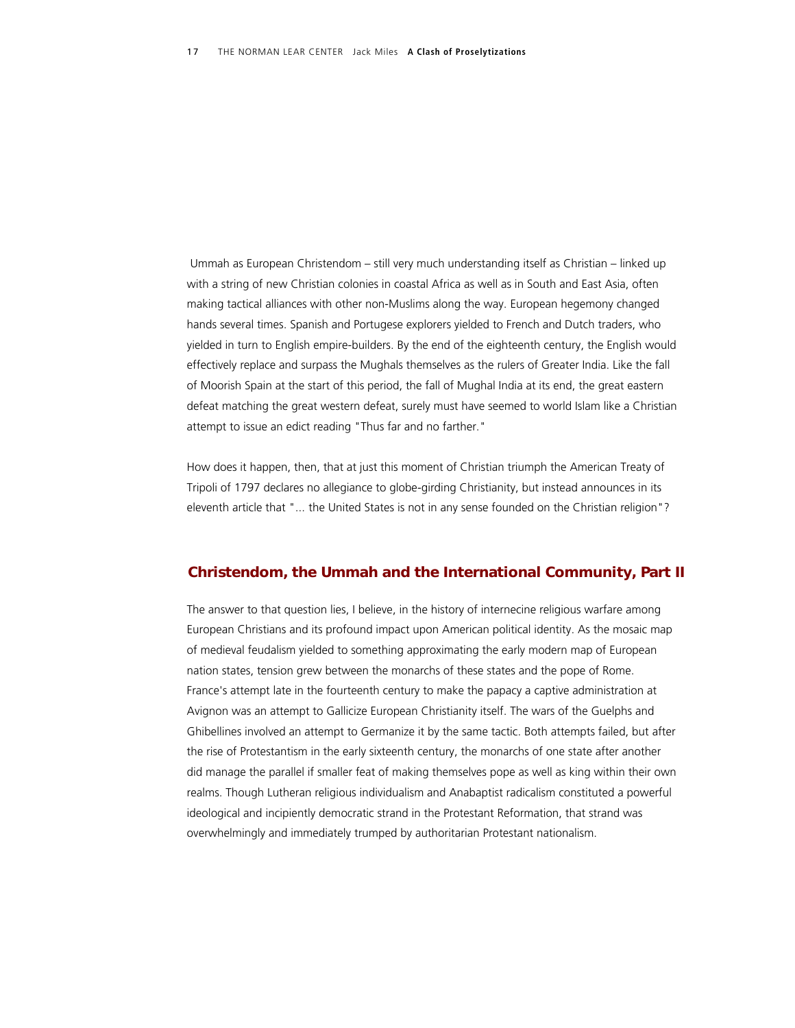Ummah as European Christendom – still very much understanding itself as Christian – linked up with a string of new Christian colonies in coastal Africa as well as in South and East Asia, often making tactical alliances with other non-Muslims along the way. European hegemony changed hands several times. Spanish and Portugese explorers yielded to French and Dutch traders, who yielded in turn to English empire-builders. By the end of the eighteenth century, the English would effectively replace and surpass the Mughals themselves as the rulers of Greater India. Like the fall of Moorish Spain at the start of this period, the fall of Mughal India at its end, the great eastern defeat matching the great western defeat, surely must have seemed to world Islam like a Christian attempt to issue an edict reading "Thus far and no farther."

How does it happen, then, that at just this moment of Christian triumph the American Treaty of Tripoli of 1797 declares no allegiance to globe-girding Christianity, but instead announces in its eleventh article that "... the United States is not in any sense founded on the Christian religion"?

## Christendom, the Ummah and the International Community, Part II

The answer to that question lies, I believe, in the history of internecine religious warfare among European Christians and its profound impact upon American political identity. As the mosaic map of medieval feudalism yielded to something approximating the early modern map of European nation states, tension grew between the monarchs of these states and the pope of Rome. France's attempt late in the fourteenth century to make the papacy a captive administration at Avignon was an attempt to Gallicize European Christianity itself. The wars of the Guelphs and Ghibellines involved an attempt to Germanize it by the same tactic. Both attempts failed, but after the rise of Protestantism in the early sixteenth century, the monarchs of one state after another did manage the parallel if smaller feat of making themselves pope as well as king within their own realms. Though Lutheran religious individualism and Anabaptist radicalism constituted a powerful ideological and incipiently democratic strand in the Protestant Reformation, that strand was overwhelmingly and immediately trumped by authoritarian Protestant nationalism.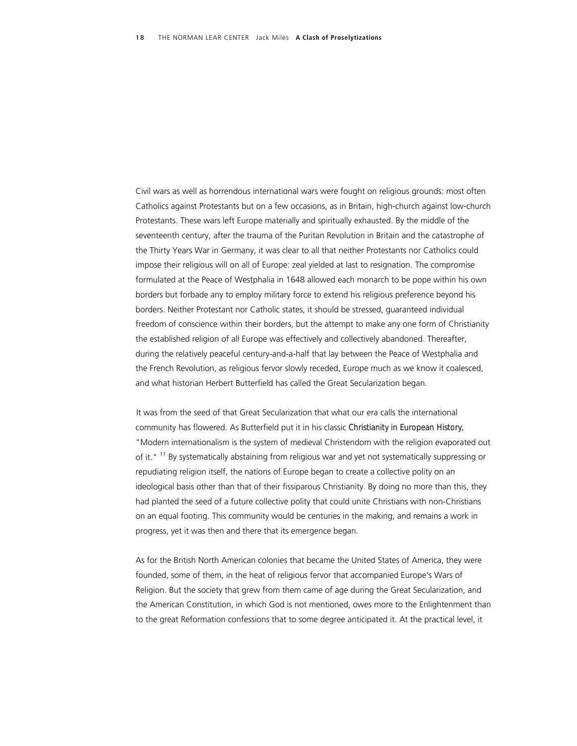Civil wars as well as horrendous international wars were fought on religious grounds: most often Catholics against Protestants but on a few occasions, as in Britain, high-church against low-church Protestants. These wars left Europe materially and spiritually exhausted. By the middle of the seventeenth century, after the trauma of the Puritan Revolution in Britain and the catastrophe of the Thirty Years War in Germany, it was clear to all that neither Protestants nor Catholics could impose their religious will on all of Europe: zeal yielded at last to resignation. The compromise formulated at the Peace of Westphalia in 1648 allowed each monarch to be pope within his own borders but forbade any to employ military force to extend his religious preference beyond his borders. Neither Protestant nor Catholic states, it should be stressed, guaranteed individual freedom of conscience within their borders, but the attempt to make any one form of Christianity the established religion of all Europe was effectively and collectively abandoned. Thereafter, during the relatively peaceful century-and-a-half that lay between the Peace of Westphalia and the French Revolution, as religious fervor slowly receded, Europe much as we know it coalesced, and what historian Herbert Butterfield has called the Great Secularization began.

It was from the seed of that Great Secularization that what our era calls the international community has flowered. As Butterfield put it in his classic *Christianity in European History*, "Modern internationalism is the system of medieval Christendom with the religion evaporated out of it." [11] By systematically abstaining from religious war and yet not systematically suppressing or repudiating religion itself, the nations of Europe began to create a collective polity on an ideological basis other than that of their fissiparous Christianity. By doing no more than this, they had planted the seed of a future collective polity that could unite Christians with non-Christians on an equal footing. This community would be centuries in the making, and remains a work in progress, yet it was then and there that its emergence began.

As for the British North American colonies that became the United States of America, they were founded, some of them, in the heat of religious fervor that accompanied Europe's Wars of Religion. But the society that grew from them came of age during the Great Secularization, and the American Constitution, in which God is not mentioned, owes more to the Enlightenment than to the great Reformation confessions that to some degree anticipated it. At the practical level, it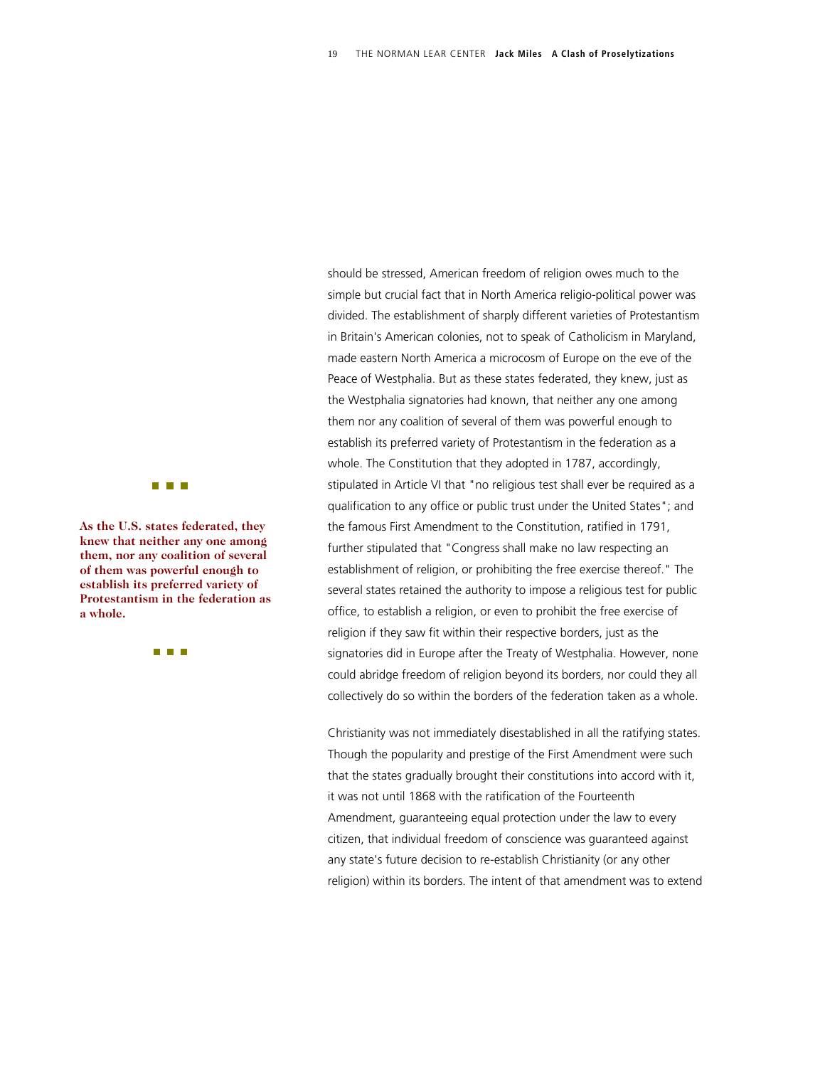should be stressed, American freedom of religion owes much to the simple but crucial fact that in North America religio-political power was divided. The establishment of sharply different varieties of Protestantism in Britain's American colonies, not to speak of Catholicism in Maryland, made eastern North America a microcosm of Europe on the eve of the Peace of Westphalia. But as these states federated, they knew, just as the Westphalia signatories had known, that neither any one among them nor any coalition of several of them was powerful enough to establish its preferred variety of Protestantism in the federation as a whole. The Constitution that they adopted in 1787, accordingly, stipulated in Article VI that "no religious test shall ever be required as a qualification to any office or public trust under the United States"; and the famous First Amendment to the Constitution, ratified in 1791, further stipulated that "Congress shall make no law respecting an establishment of religion, or prohibiting the free exercise thereof." The several states retained the authority to impose a religious test for public office, to establish a religion, or even to prohibit the free exercise of religion if they saw fit within their respective borders, just as the signatories did in Europe after the Treaty of Westphalia. However, none could abridge freedom of religion beyond its borders, nor could they all collectively do so within the borders of the federation taken as a whole.

**As the U.S. states federated, they knew that neither any one among them, nor any coalition of several of them was powerful enough to establish its preferred variety of Protestantism in the federation as a whole.**

Christianity was not immediately disestablished in all the ratifying states. Though the popularity and prestige of the First Amendment were such that the states gradually brought their constitutions into accord with it, it was not until 1868 with the ratification of the Fourteenth Amendment, guaranteeing equal protection under the law to every citizen, that individual freedom of conscience was guaranteed against any state's future decision to re-establish Christianity (or any other religion) within its borders. The intent of that amendment was to extend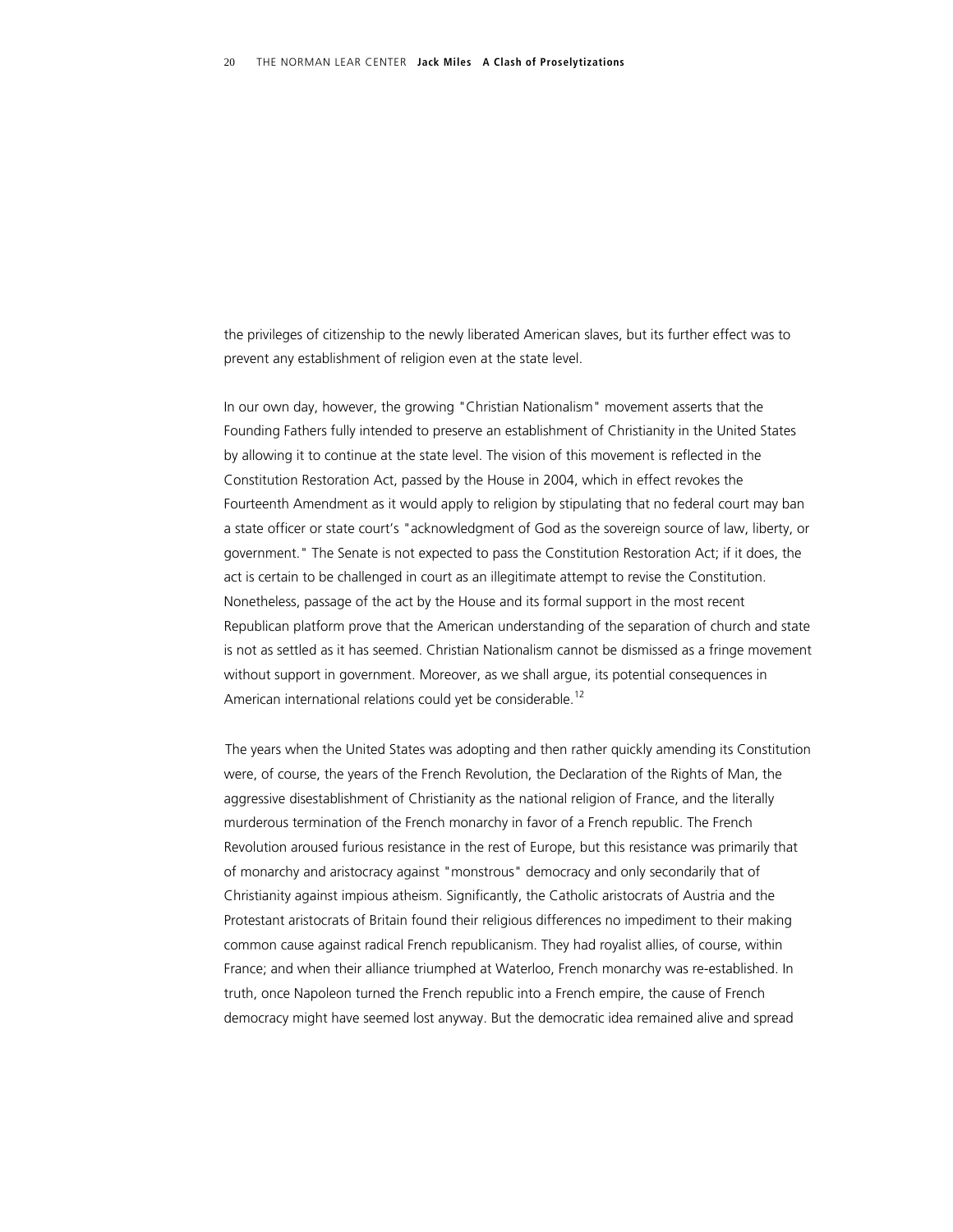the privileges of citizenship to the newly liberated American slaves, but its further effect was to prevent any establishment of religion even at the state level.

In our own day, however, the growing "Christian Nationalism" movement asserts that the Founding Fathers fully intended to preserve an establishment of Christianity in the United States by allowing it to continue at the state level. The vision of this movement is reflected in the Constitution Restoration Act, passed by the House in 2004, which in effect revokes the Fourteenth Amendment as it would apply to religion by stipulating that no federal court may ban a state officer or state court's "acknowledgment of God as the sovereign source of law, liberty, or government." The Senate is not expected to pass the Constitution Restoration Act; if it does, the act is certain to be challenged in court as an illegitimate attempt to revise the Constitution. Nonetheless, passage of the act by the House and its formal support in the most recent Republican platform prove that the American understanding of the separation of church and state is not as settled as it has seemed. Christian Nationalism cannot be dismissed as a fringe movement without support in government. Moreover, as we shall argue, its potential consequences in American international relations could yet be considerable.[12]

The years when the United States was adopting and then rather quickly amending its Constitution were, of course, the years of the French Revolution, the Declaration of the Rights of Man, the aggressive disestablishment of Christianity as the national religion of France, and the literally murderous termination of the French monarchy in favor of a French republic. The French Revolution aroused furious resistance in the rest of Europe, but this resistance was primarily that of monarchy and aristocracy against "monstrous" democracy and only secondarily that of Christianity against impious atheism. Significantly, the Catholic aristocrats of Austria and the Protestant aristocrats of Britain found their religious differences no impediment to their making common cause against radical French republicanism. They had royalist allies, of course, within France; and when their alliance triumphed at Waterloo, French monarchy was re-established. In truth, once Napoleon turned the French republic into a French empire, the cause of French democracy might have seemed lost anyway. But the democratic idea remained alive and spread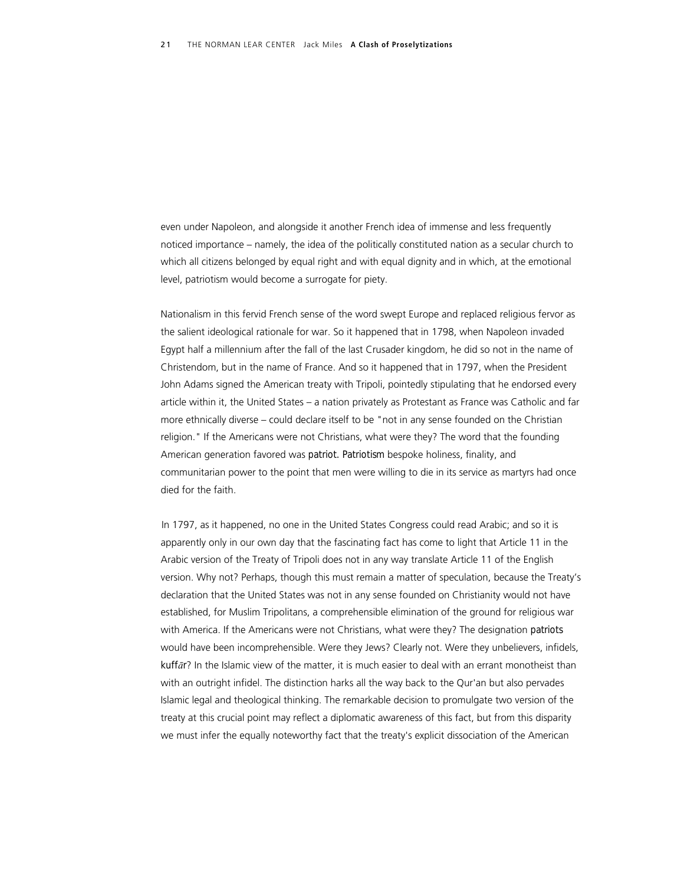even under Napoleon, and alongside it another French idea of immense and less frequently noticed importance – namely, the idea of the politically constituted nation as a secular church to which all citizens belonged by equal right and with equal dignity and in which, at the emotional level, patriotism would become a surrogate for piety.

Nationalism in this fervid French sense of the word swept Europe and replaced religious fervor as the salient ideological rationale for war. So it happened that in 1798, when Napoleon invaded Egypt half a millennium after the fall of the last Crusader kingdom, he did so not in the name of Christendom, but in the name of France. And so it happened that in 1797, when the President John Adams signed the American treaty with Tripoli, pointedly stipulating that he endorsed every article within it, the United States – a nation privately as Protestant as France was Catholic and far more ethnically diverse – could declare itself to be "not in any sense founded on the Christian religion." If the Americans were not Christians, what were they? The word that the founding American generation favored was **patriot. Patriotism** bespoke holiness, finality, and communitarian power to the point that men were willing to die in its service as martyrs had once died for the faith.

In 1797, as it happened, no one in the United States Congress could read Arabic; and so it is apparently only in our own day that the fascinating fact has come to light that Article 11 in the Arabic version of the Treaty of Tripoli does not in any way translate Article 11 of the English version. Why not? Perhaps, though this must remain a matter of speculation, because the Treaty's declaration that the United States was not in any sense founded on Christianity would not have established, for Muslim Tripolitans, a comprehensible elimination of the ground for religious war with America. If the Americans were not Christians, what were they? The designation **patriots** would have been incomprehensible. Were they Jews? Clearly not. Were they unbelievers, infidels, **kuffār**? In the Islamic view of the matter, it is much easier to deal with an errant monotheist than with an outright infidel. The distinction harks all the way back to the Qur'an but also pervades Islamic legal and theological thinking. The remarkable decision to promulgate two version of the treaty at this crucial point may reflect a diplomatic awareness of this fact, but from this disparity we must infer the equally noteworthy fact that the treaty's explicit dissociation of the American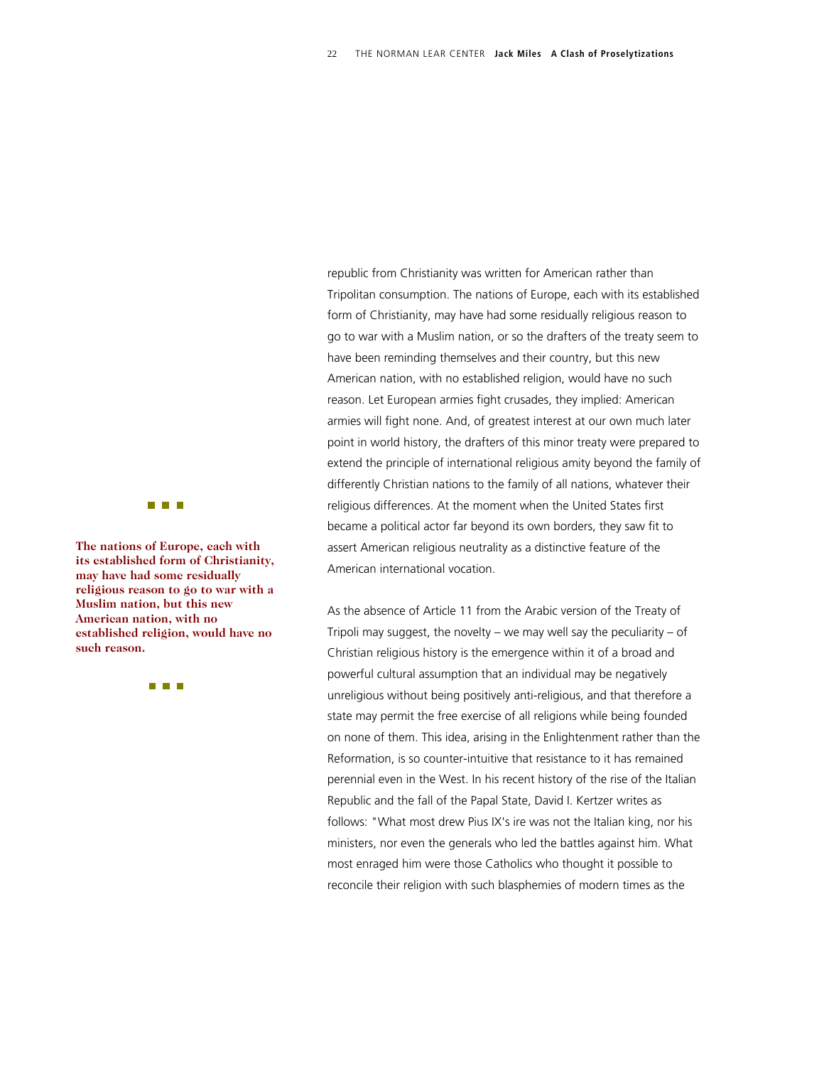republic from Christianity was written for American rather than Tripolitan consumption. The nations of Europe, each with its established form of Christianity, may have had some residually religious reason to go to war with a Muslim nation, or so the drafters of the treaty seem to have been reminding themselves and their country, but this new American nation, with no established religion, would have no such reason. Let European armies fight crusades, they implied: American armies will fight none. And, of greatest interest at our own much later point in world history, the drafters of this minor treaty were prepared to extend the principle of international religious amity beyond the family of differently Christian nations to the family of all nations, whatever their religious differences. At the moment when the United States first became a political actor far beyond its own borders, they saw fit to assert American religious neutrality as a distinctive feature of the American international vocation.

**The nations of Europe, each with its established form of Christianity, may have had some residually religious reason to go to war with a Muslim nation, but this new American nation, with no established religion, would have no such reason.**

As the absence of Article 11 from the Arabic version of the Treaty of Tripoli may suggest, the novelty – we may well say the peculiarity – of Christian religious history is the emergence within it of a broad and powerful cultural assumption that an individual may be negatively unreligious without being positively anti-religious, and that therefore a state may permit the free exercise of all religions while being founded on none of them. This idea, arising in the Enlightenment rather than the Reformation, is so counter-intuitive that resistance to it has remained perennial even in the West. In his recent history of the rise of the Italian Republic and the fall of the Papal State, David I. Kertzer writes as follows: "What most drew Pius IX's ire was not the Italian king, nor his ministers, nor even the generals who led the battles against him. What most enraged him were those Catholics who thought it possible to reconcile their religion with such blasphemies of modern times as the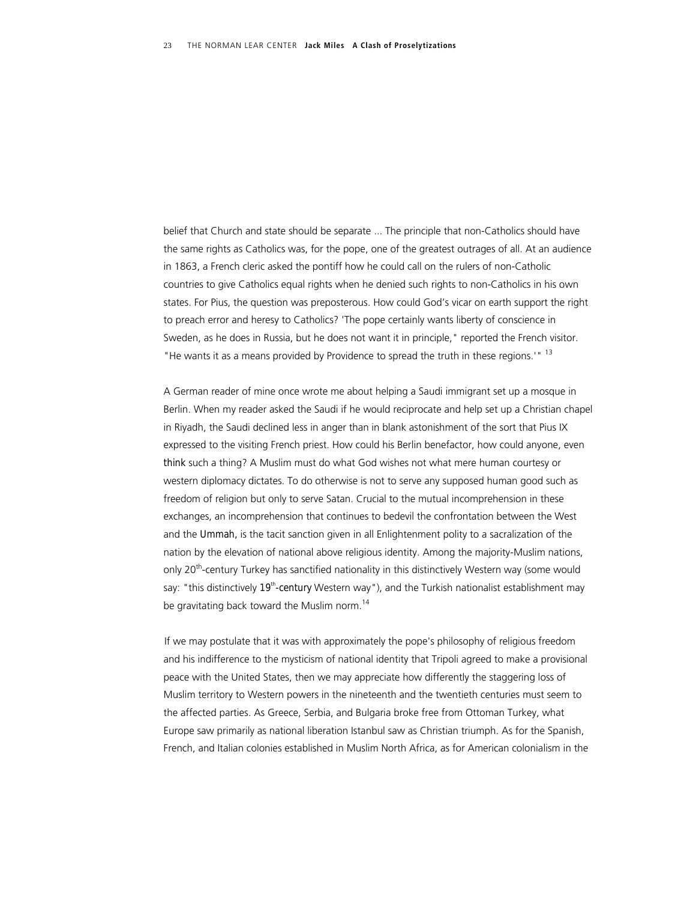belief that Church and state should be separate ... The principle that non-Catholics should have the same rights as Catholics was, for the pope, one of the greatest outrages of all. At an audience in 1863, a French cleric asked the pontiff how he could call on the rulers of non-Catholic countries to give Catholics equal rights when he denied such rights to non-Catholics in his own states. For Pius, the question was preposterous. How could God's vicar on earth support the right to preach error and heresy to Catholics? 'The pope certainly wants liberty of conscience in Sweden, as he does in Russia, but he does not want it in principle," reported the French visitor. "He wants it as a means provided by Providence to spread the truth in these regions.'" [13]

A German reader of mine once wrote me about helping a Saudi immigrant set up a mosque in Berlin. When my reader asked the Saudi if he would reciprocate and help set up a Christian chapel in Riyadh, the Saudi declined less in anger than in blank astonishment of the sort that Pius IX expressed to the visiting French priest. How could his Berlin benefactor, how could anyone, even *think* such a thing? A Muslim must do what God wishes not what mere human courtesy or western diplomacy dictates. To do otherwise is not to serve any supposed human good such as freedom of religion but only to serve Satan. Crucial to the mutual incomprehension in these exchanges, an incomprehension that continues to bedevil the confrontation between the West and the *Ummah*, is the tacit sanction given in all Enlightenment polity to a sacralization of the nation by the elevation of national above religious identity. Among the majority-Muslim nations, only 20th-century Turkey has sanctified nationality in this distinctively Western way (some would say: "this distinctively *19th-century* Western way"), and the Turkish nationalist establishment may be gravitating back toward the Muslim norm.[14]

If we may postulate that it was with approximately the pope's philosophy of religious freedom and his indifference to the mysticism of national identity that Tripoli agreed to make a provisional peace with the United States, then we may appreciate how differently the staggering loss of Muslim territory to Western powers in the nineteenth and the twentieth centuries must seem to the affected parties. As Greece, Serbia, and Bulgaria broke free from Ottoman Turkey, what Europe saw primarily as national liberation Istanbul saw as Christian triumph. As for the Spanish, French, and Italian colonies established in Muslim North Africa, as for American colonialism in the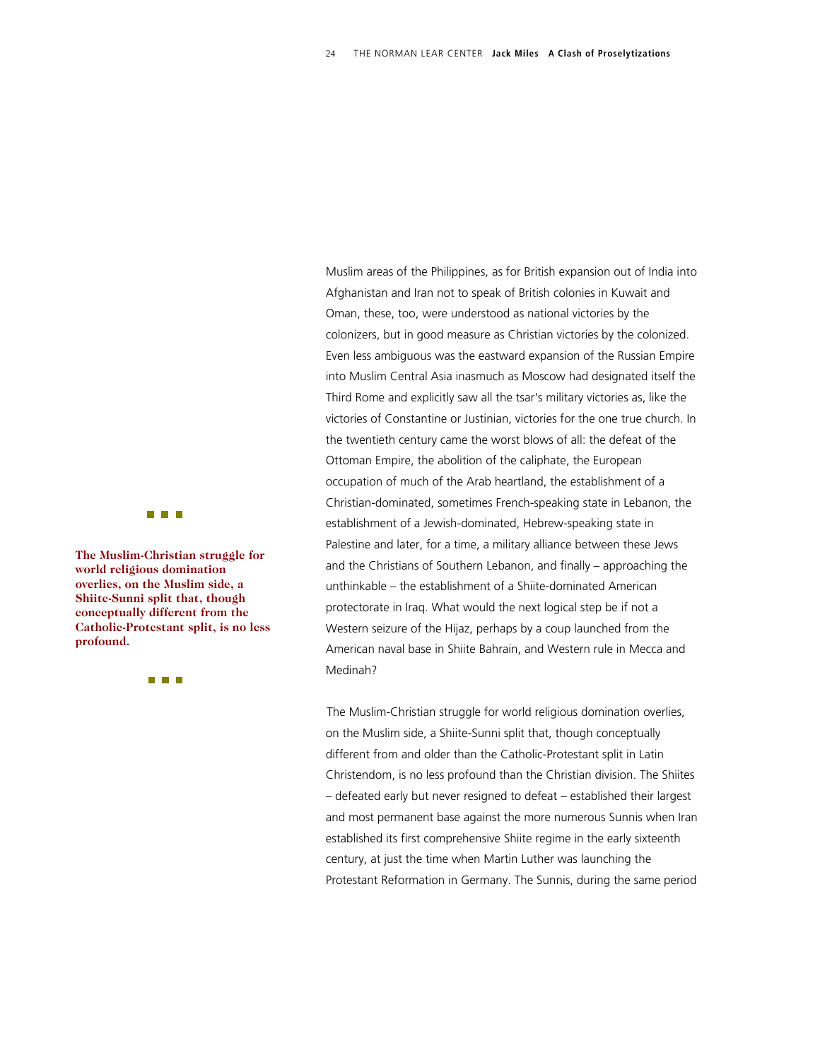Muslim areas of the Philippines, as for British expansion out of India into Afghanistan and Iran not to speak of British colonies in Kuwait and Oman, these, too, were understood as national victories by the colonizers, but in good measure as Christian victories by the colonized. Even less ambiguous was the eastward expansion of the Russian Empire into Muslim Central Asia inasmuch as Moscow had designated itself the Third Rome and explicitly saw all the tsar's military victories as, like the victories of Constantine or Justinian, victories for the one true church. In the twentieth century came the worst blows of all: the defeat of the Ottoman Empire, the abolition of the caliphate, the European occupation of much of the Arab heartland, the establishment of a Christian-dominated, sometimes French-speaking state in Lebanon, the establishment of a Jewish-dominated, Hebrew-speaking state in Palestine and later, for a time, a military alliance between these Jews and the Christians of Southern Lebanon, and finally – approaching the unthinkable – the establishment of a Shiite-dominated American protectorate in Iraq. What would the next logical step be if not a Western seizure of the Hijaz, perhaps by a coup launched from the American naval base in Shiite Bahrain, and Western rule in Mecca and Medinah?

**The Muslim-Christian struggle for world religious domination overlies, on the Muslim side, a Shiite-Sunni split that, though conceptually different from the Catholic-Protestant split, is no less profound.**

The Muslim-Christian struggle for world religious domination overlies, on the Muslim side, a Shiite-Sunni split that, though conceptually different from and older than the Catholic-Protestant split in Latin Christendom, is no less profound than the Christian division. The Shiites – defeated early but never resigned to defeat – established their largest and most permanent base against the more numerous Sunnis when Iran established its first comprehensive Shiite regime in the early sixteenth century, at just the time when Martin Luther was launching the Protestant Reformation in Germany. The Sunnis, during the same period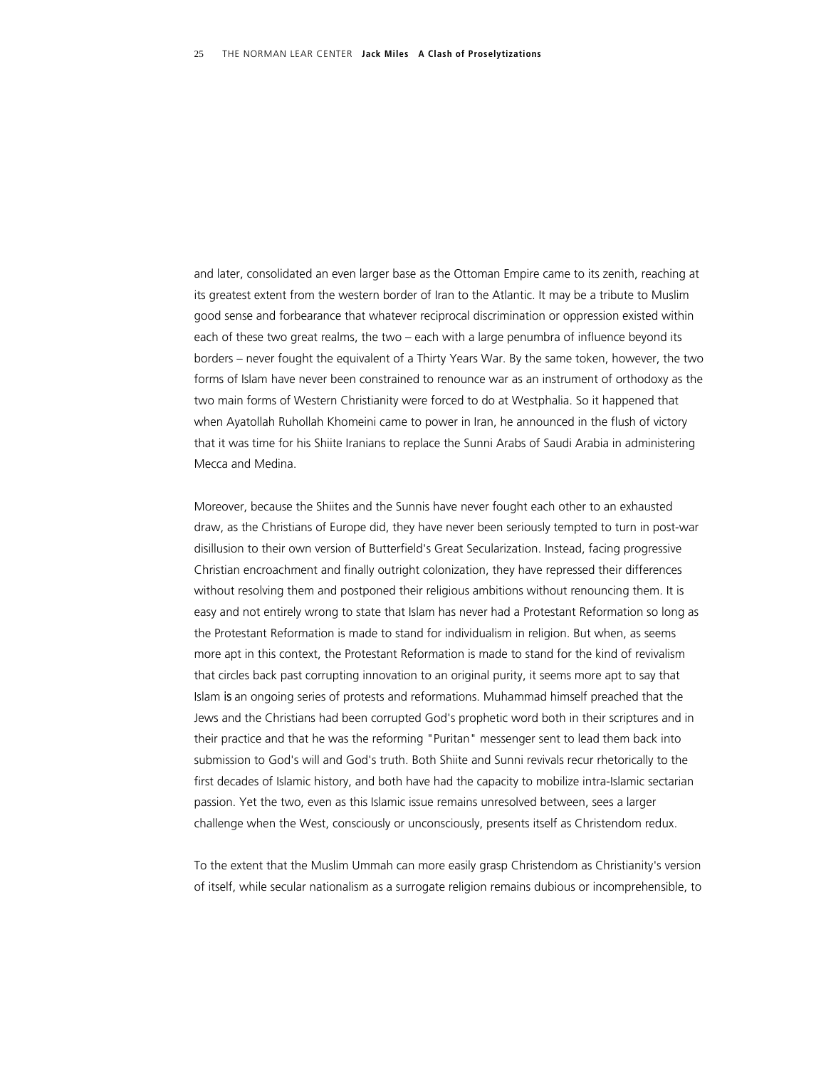and later, consolidated an even larger base as the Ottoman Empire came to its zenith, reaching at its greatest extent from the western border of Iran to the Atlantic. It may be a tribute to Muslim good sense and forbearance that whatever reciprocal discrimination or oppression existed within each of these two great realms, the two – each with a large penumbra of influence beyond its borders – never fought the equivalent of a Thirty Years War. By the same token, however, the two forms of Islam have never been constrained to renounce war as an instrument of orthodoxy as the two main forms of Western Christianity were forced to do at Westphalia. So it happened that when Ayatollah Ruhollah Khomeini came to power in Iran, he announced in the flush of victory that it was time for his Shiite Iranians to replace the Sunni Arabs of Saudi Arabia in administering Mecca and Medina.

Moreover, because the Shiites and the Sunnis have never fought each other to an exhausted draw, as the Christians of Europe did, they have never been seriously tempted to turn in post-war disillusion to their own version of Butterfield's Great Secularization. Instead, facing progressive Christian encroachment and finally outright colonization, they have repressed their differences without resolving them and postponed their religious ambitions without renouncing them. It is easy and not entirely wrong to state that Islam has never had a Protestant Reformation so long as the Protestant Reformation is made to stand for individualism in religion. But when, as seems more apt in this context, the Protestant Reformation is made to stand for the kind of revivalism that circles back past corrupting innovation to an original purity, it seems more apt to say that Islam *is* an ongoing series of protests and reformations. Muhammad himself preached that the Jews and the Christians had been corrupted God's prophetic word both in their scriptures and in their practice and that he was the reforming "Puritan" messenger sent to lead them back into submission to God's will and God's truth. Both Shiite and Sunni revivals recur rhetorically to the first decades of Islamic history, and both have had the capacity to mobilize intra-Islamic sectarian passion. Yet the two, even as this Islamic issue remains unresolved between, sees a larger challenge when the West, consciously or unconsciously, presents itself as Christendom redux.

To the extent that the Muslim Ummah can more easily grasp Christendom as Christianity's version of itself, while secular nationalism as a surrogate religion remains dubious or incomprehensible, to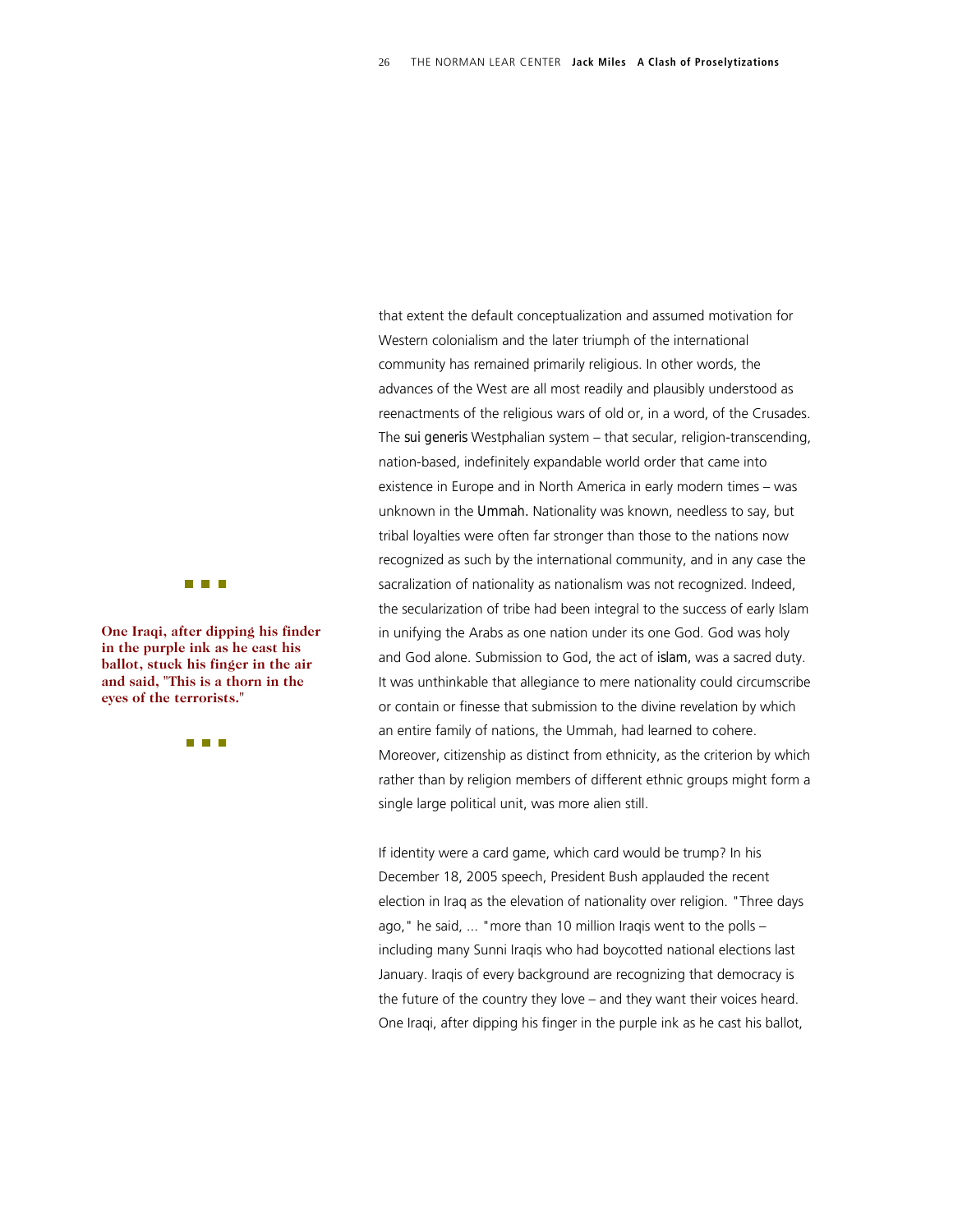that extent the default conceptualization and assumed motivation for Western colonialism and the later triumph of the international community has remained primarily religious. In other words, the advances of the West are all most readily and plausibly understood as reenactments of the religious wars of old or, in a word, of the Crusades. The *sui generis* Westphalian system – that secular, religion-transcending, nation-based, indefinitely expandable world order that came into existence in Europe and in North America in early modern times – was unknown in the *Ummah*. Nationality was known, needless to say, but tribal loyalties were often far stronger than those to the nations now recognized as such by the international community, and in any case the sacralization of nationality as nationalism was not recognized. Indeed, the secularization of tribe had been integral to the success of early Islam in unifying the Arabs as one nation under its one God. God was holy and God alone. Submission to God, the act of *islam*, was a sacred duty. It was unthinkable that allegiance to mere nationality could circumscribe or contain or finesse that submission to the divine revelation by which an entire family of nations, the Ummah, had learned to cohere. Moreover, citizenship as distinct from ethnicity, as the criterion by which rather than by religion members of different ethnic groups might form a single large political unit, was more alien still.

**One Iraqi, after dipping his finder in the purple ink as he cast his ballot, stuck his finger in the air and said, "This is a thorn in the eyes of the terrorists."**

If identity were a card game, which card would be trump? In his December 18, 2005 speech, President Bush applauded the recent election in Iraq as the elevation of nationality over religion. "Three days ago," he said, ... "more than 10 million Iraqis went to the polls – including many Sunni Iraqis who had boycotted national elections last January. Iraqis of every background are recognizing that democracy is the future of the country they love – and they want their voices heard. One Iraqi, after dipping his finger in the purple ink as he cast his ballot,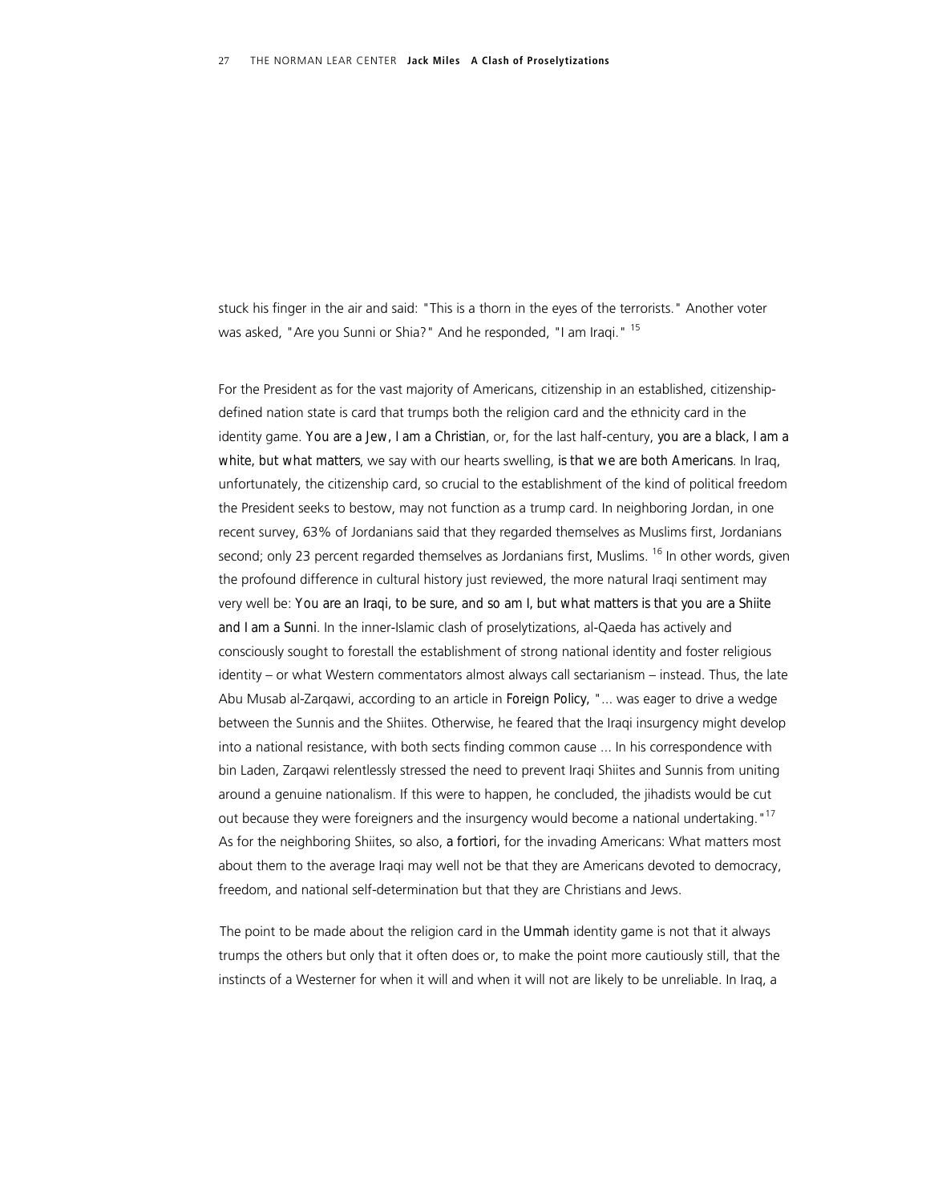stuck his finger in the air and said: "This is a thorn in the eyes of the terrorists." Another voter was asked, "Are you Sunni or Shia?" And he responded, "I am Iraqi." [15]

For the President as for the vast majority of Americans, citizenship in an established, citizenship-defined nation state is card that trumps both the religion card and the ethnicity card in the identity game. *You are a Jew, I am a Christian*, or, for the last half-century, *you are a black, I am a white, but what matters*, we say with our hearts swelling, *is that we are both Americans*. In Iraq, unfortunately, the citizenship card, so crucial to the establishment of the kind of political freedom the President seeks to bestow, may not function as a trump card. In neighboring Jordan, in one recent survey, 63% of Jordanians said that they regarded themselves as Muslims first, Jordanians second; only 23 percent regarded themselves as Jordanians first, Muslims. [16] In other words, given the profound difference in cultural history just reviewed, the more natural Iraqi sentiment may very well be: *You are an Iraqi, to be sure, and so am I, but what matters is that you are a Shiite and I am a Sunni*. In the inner-Islamic clash of proselytizations, al-Qaeda has actively and consciously sought to forestall the establishment of strong national identity and foster religious identity – or what Western commentators almost always call sectarianism – instead. Thus, the late Abu Musab al-Zarqawi, according to an article in *Foreign Policy*, "... was eager to drive a wedge between the Sunnis and the Shiites. Otherwise, he feared that the Iraqi insurgency might develop into a national resistance, with both sects finding common cause ... In his correspondence with bin Laden, Zarqawi relentlessly stressed the need to prevent Iraqi Shiites and Sunnis from uniting around a genuine nationalism. If this were to happen, he concluded, the jihadists would be cut out because they were foreigners and the insurgency would become a national undertaking." [17] As for the neighboring Shiites, so also, *a fortiori*, for the invading Americans: What matters most about them to the average Iraqi may well not be that they are Americans devoted to democracy, freedom, and national self-determination but that they are Christians and Jews.

The point to be made about the religion card in the *Ummah* identity game is not that it always trumps the others but only that it often does or, to make the point more cautiously still, that the instincts of a Westerner for when it will and when it will not are likely to be unreliable. In Iraq, a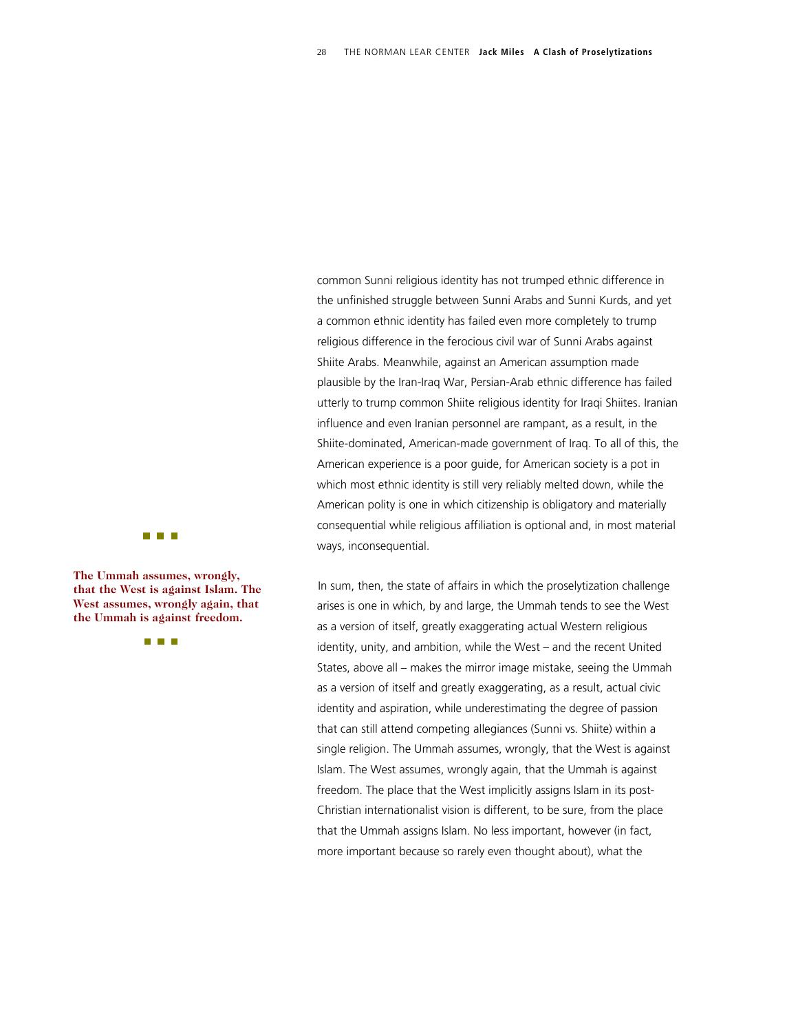common Sunni religious identity has not trumped ethnic difference in the unfinished struggle between Sunni Arabs and Sunni Kurds, and yet a common ethnic identity has failed even more completely to trump religious difference in the ferocious civil war of Sunni Arabs against Shiite Arabs. Meanwhile, against an American assumption made plausible by the Iran-Iraq War, Persian-Arab ethnic difference has failed utterly to trump common Shiite religious identity for Iraqi Shiites. Iranian influence and even Iranian personnel are rampant, as a result, in the Shiite-dominated, American-made government of Iraq. To all of this, the American experience is a poor guide, for American society is a pot in which most ethnic identity is still very reliably melted down, while the American polity is one in which citizenship is obligatory and materially consequential while religious affiliation is optional and, in most material ways, inconsequential.

**The Ummah assumes, wrongly, that the West is against Islam. The West assumes, wrongly again, that the Ummah is against freedom.**

In sum, then, the state of affairs in which the proselytization challenge arises is one in which, by and large, the Ummah tends to see the West as a version of itself, greatly exaggerating actual Western religious identity, unity, and ambition, while the West – and the recent United States, above all – makes the mirror image mistake, seeing the Ummah as a version of itself and greatly exaggerating, as a result, actual civic identity and aspiration, while underestimating the degree of passion that can still attend competing allegiances (Sunni vs. Shiite) within a single religion. The Ummah assumes, wrongly, that the West is against Islam. The West assumes, wrongly again, that the Ummah is against freedom. The place that the West implicitly assigns Islam in its post-Christian internationalist vision is different, to be sure, from the place that the Ummah assigns Islam. No less important, however (in fact, more important because so rarely even thought about), what the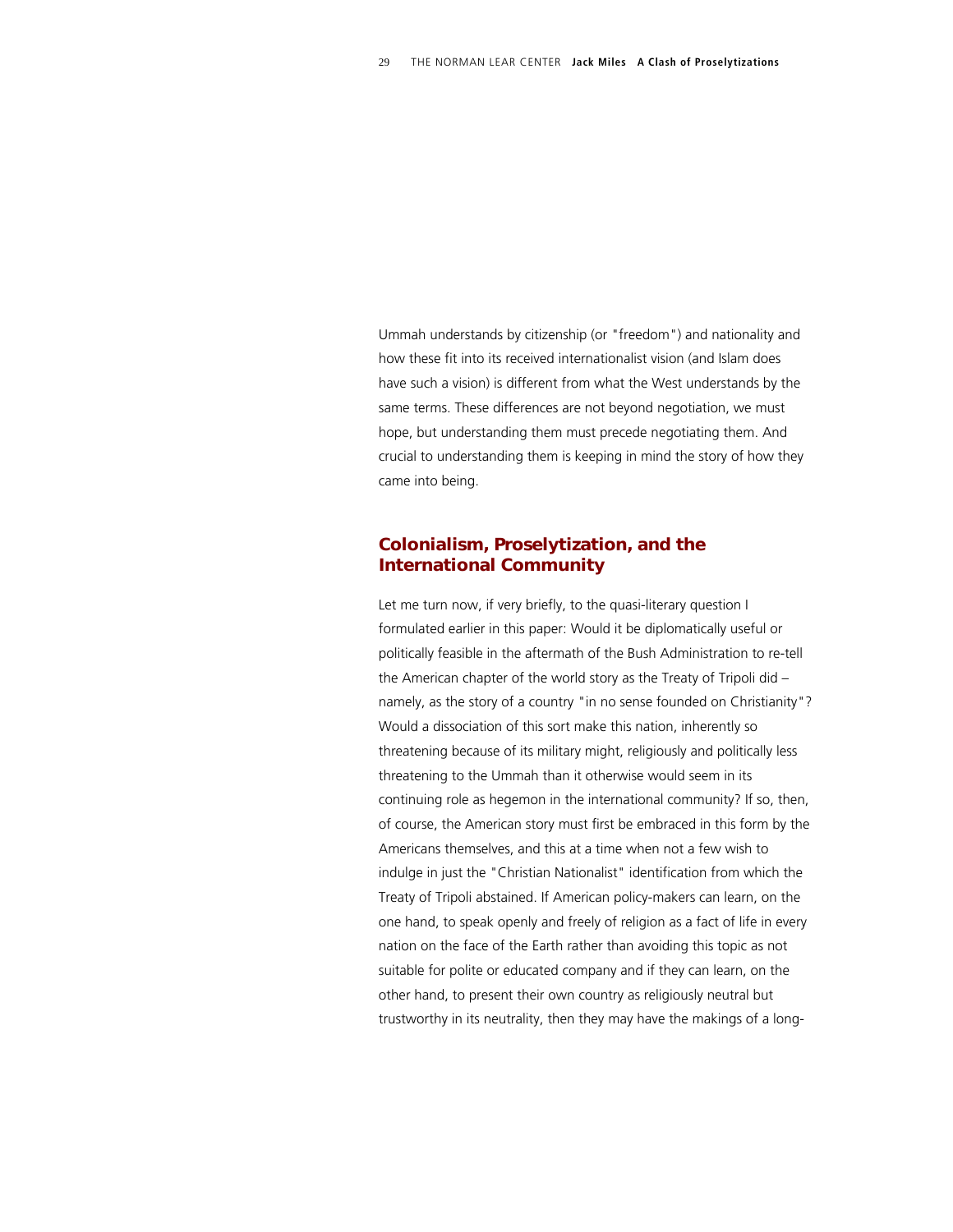Ummah understands by citizenship (or "freedom") and nationality and how these fit into its received internationalist vision (and Islam does have such a vision) is different from what the West understands by the same terms. These differences are not beyond negotiation, we must hope, but understanding them must precede negotiating them. And crucial to understanding them is keeping in mind the story of how they came into being.

## Colonialism, Proselytization, and the International Community

Let me turn now, if very briefly, to the quasi-literary question I formulated earlier in this paper: Would it be diplomatically useful or politically feasible in the aftermath of the Bush Administration to re-tell the American chapter of the world story as the Treaty of Tripoli did – namely, as the story of a country "in no sense founded on Christianity"? Would a dissociation of this sort make this nation, inherently so threatening because of its military might, religiously and politically less threatening to the Ummah than it otherwise would seem in its continuing role as hegemon in the international community? If so, then, of course, the American story must first be embraced in this form by the Americans themselves, and this at a time when not a few wish to indulge in just the "Christian Nationalist" identification from which the Treaty of Tripoli abstained. If American policy-makers can learn, on the one hand, to speak openly and freely of religion as a fact of life in every nation on the face of the Earth rather than avoiding this topic as not suitable for polite or educated company and if they can learn, on the other hand, to present their own country as religiously neutral but trustworthy in its neutrality, then they may have the makings of a long-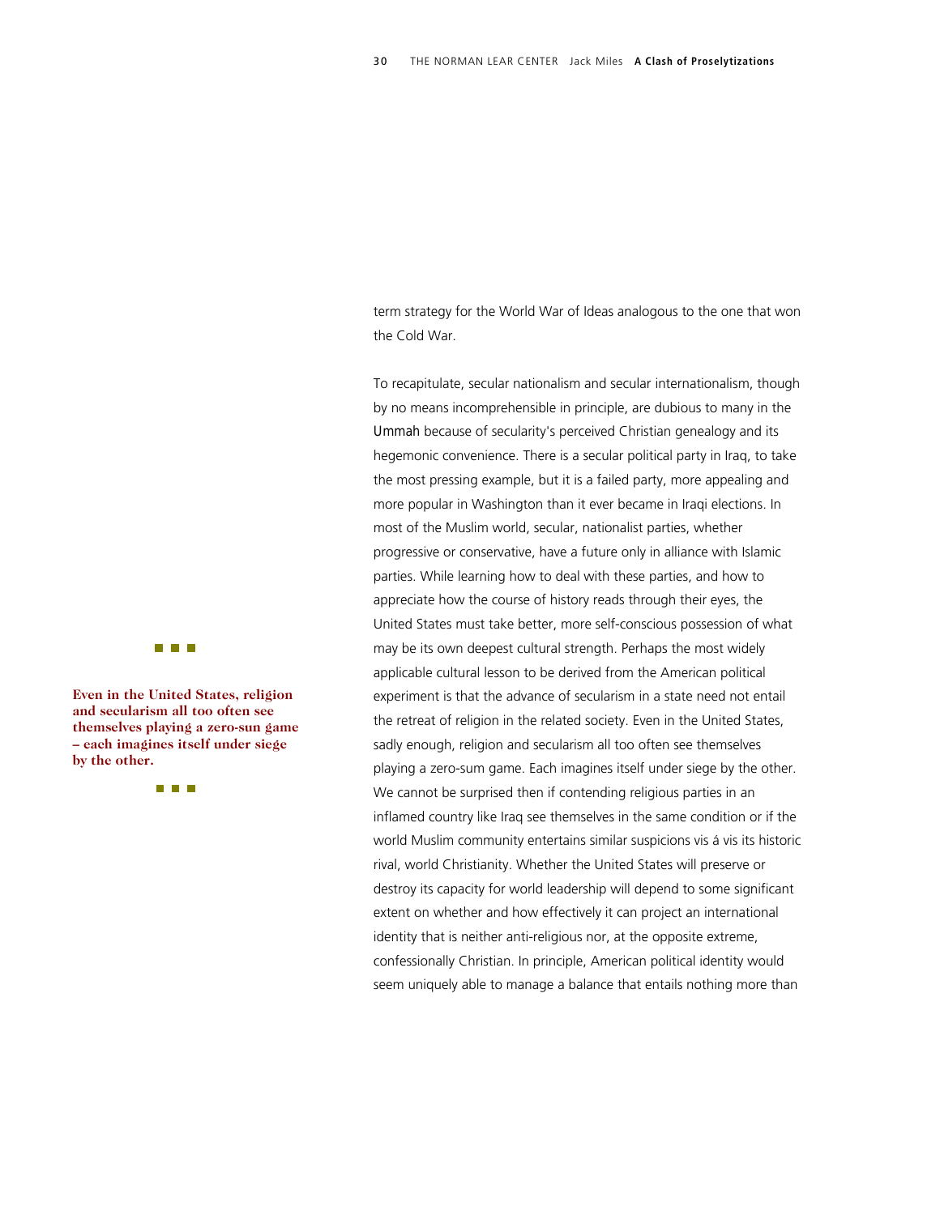term strategy for the World War of Ideas analogous to the one that won the Cold War.

> **Even in the United States, religion and secularism all too often see themselves playing a zero-sun game – each imagines itself under siege by the other.**

To recapitulate, secular nationalism and secular internationalism, though by no means incomprehensible in principle, are dubious to many in the Ummah because of secularity's perceived Christian genealogy and its hegemonic convenience. There is a secular political party in Iraq, to take the most pressing example, but it is a failed party, more appealing and more popular in Washington than it ever became in Iraqi elections. In most of the Muslim world, secular, nationalist parties, whether progressive or conservative, have a future only in alliance with Islamic parties. While learning how to deal with these parties, and how to appreciate how the course of history reads through their eyes, the United States must take better, more self-conscious possession of what may be its own deepest cultural strength. Perhaps the most widely applicable cultural lesson to be derived from the American political experiment is that the advance of secularism in a state need not entail the retreat of religion in the related society. Even in the United States, sadly enough, religion and secularism all too often see themselves playing a zero-sum game. Each imagines itself under siege by the other. We cannot be surprised then if contending religious parties in an inflamed country like Iraq see themselves in the same condition or if the world Muslim community entertains similar suspicions vis á vis its historic rival, world Christianity. Whether the United States will preserve or destroy its capacity for world leadership will depend to some significant extent on whether and how effectively it can project an international identity that is neither anti-religious nor, at the opposite extreme, confessionally Christian. In principle, American political identity would seem uniquely able to manage a balance that entails nothing more than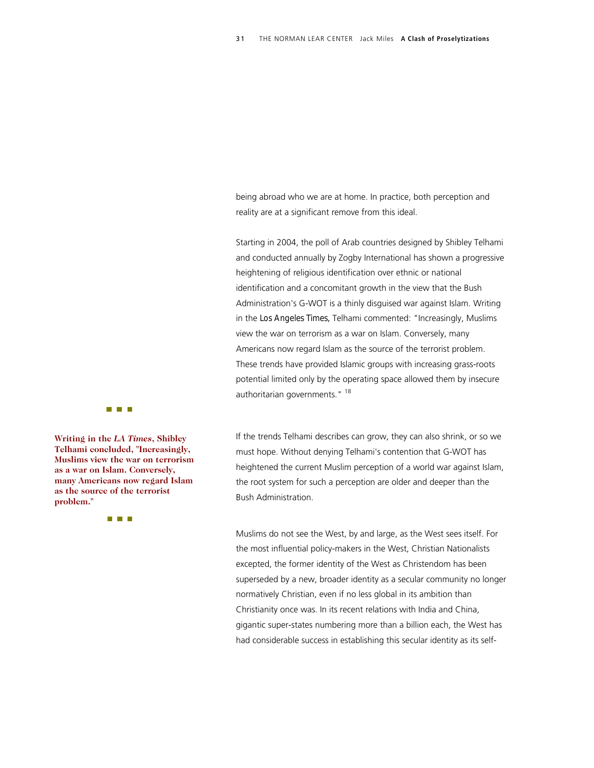being abroad who we are at home. In practice, both perception and reality are at a significant remove from this ideal.

Starting in 2004, the poll of Arab countries designed by Shibley Telhami and conducted annually by Zogby International has shown a progressive heightening of religious identification over ethnic or national identification and a concomitant growth in the view that the Bush Administration's G-WOT is a thinly disguised war against Islam. Writing in the *Los Angeles Times,* Telhami commented: "Increasingly, Muslims view the war on terrorism as a war on Islam. Conversely, many Americans now regard Islam as the source of the terrorist problem. These trends have provided Islamic groups with increasing grass-roots potential limited only by the operating space allowed them by insecure authoritarian governments." [18]

**Writing in the *LA Times*, Shibley Telhami concluded, "Increasingly, Muslims view the war on terrorism as a war on Islam. Conversely, many Americans now regard Islam as the source of the terrorist problem."**

If the trends Telhami describes can grow, they can also shrink, or so we must hope. Without denying Telhami's contention that G-WOT has heightened the current Muslim perception of a world war against Islam, the root system for such a perception are older and deeper than the Bush Administration.

Muslims do not see the West, by and large, as the West sees itself. For the most influential policy-makers in the West, Christian Nationalists excepted, the former identity of the West as Christendom has been superseded by a new, broader identity as a secular community no longer normatively Christian, even if no less global in its ambition than Christianity once was. In its recent relations with India and China, gigantic super-states numbering more than a billion each, the West has had considerable success in establishing this secular identity as its self-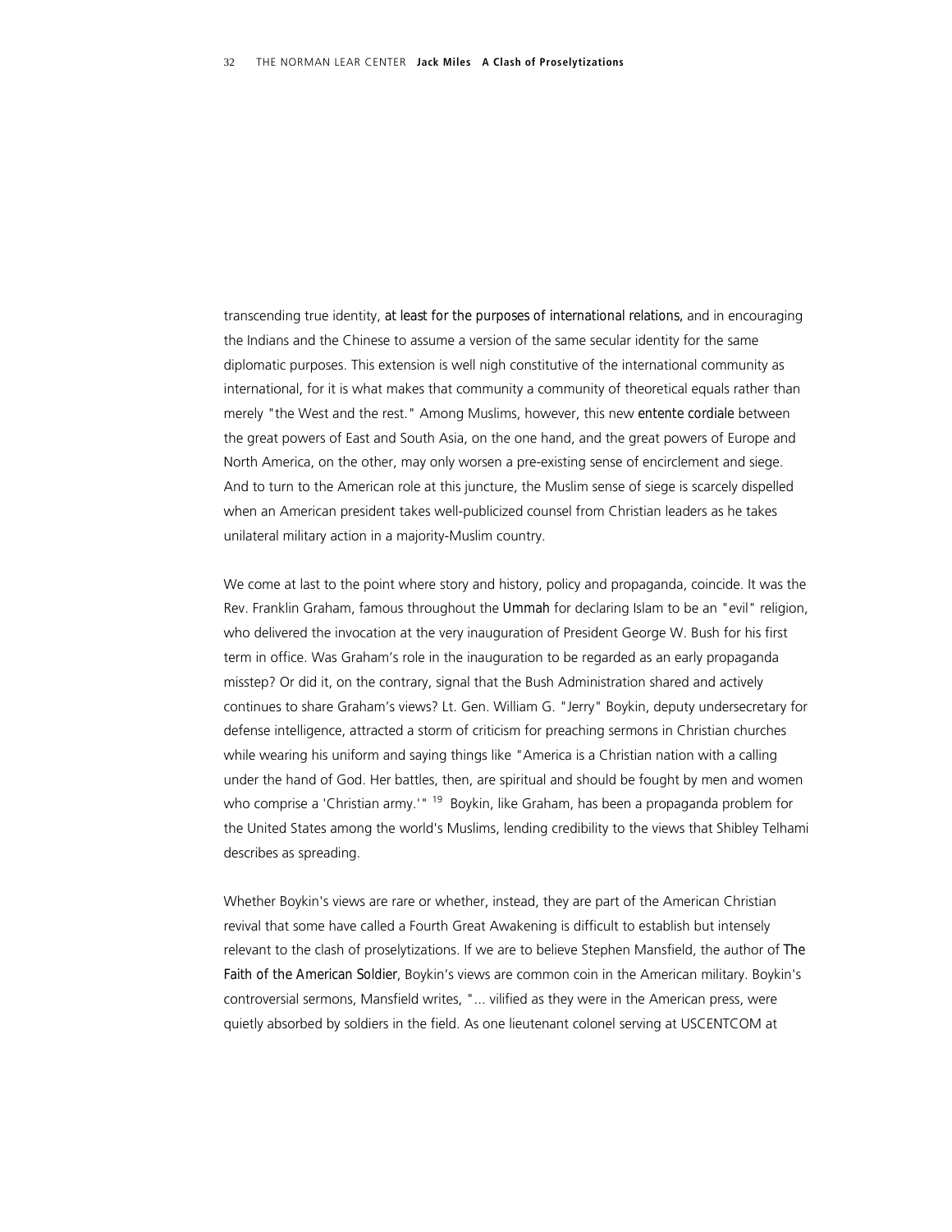transcending true identity, *at least for the purposes of international relations,* and in encouraging the Indians and the Chinese to assume a version of the same secular identity for the same diplomatic purposes. This extension is well nigh constitutive of the international community as international, for it is what makes that community a community of theoretical equals rather than merely "the West and the rest." Among Muslims, however, this new *entente cordiale* between the great powers of East and South Asia, on the one hand, and the great powers of Europe and North America, on the other, may only worsen a pre-existing sense of encirclement and siege. And to turn to the American role at this juncture, the Muslim sense of siege is scarcely dispelled when an American president takes well-publicized counsel from Christian leaders as he takes unilateral military action in a majority-Muslim country.

We come at last to the point where story and history, policy and propaganda, coincide. It was the Rev. Franklin Graham, famous throughout the *Ummah* for declaring Islam to be an "evil" religion, who delivered the invocation at the very inauguration of President George W. Bush for his first term in office. Was Graham's role in the inauguration to be regarded as an early propaganda misstep? Or did it, on the contrary, signal that the Bush Administration shared and actively continues to share Graham's views? Lt. Gen. William G. "Jerry" Boykin, deputy undersecretary for defense intelligence, attracted a storm of criticism for preaching sermons in Christian churches while wearing his uniform and saying things like "America is a Christian nation with a calling under the hand of God. Her battles, then, are spiritual and should be fought by men and women who comprise a 'Christian army.'" [19] Boykin, like Graham, has been a propaganda problem for the United States among the world's Muslims, lending credibility to the views that Shibley Telhami describes as spreading.

Whether Boykin's views are rare or whether, instead, they are part of the American Christian revival that some have called a Fourth Great Awakening is difficult to establish but intensely relevant to the clash of proselytizations. If we are to believe Stephen Mansfield, the author of *The Faith of the American Soldier*, Boykin's views are common coin in the American military. Boykin's controversial sermons, Mansfield writes, "... vilified as they were in the American press, were quietly absorbed by soldiers in the field. As one lieutenant colonel serving at USCENTCOM at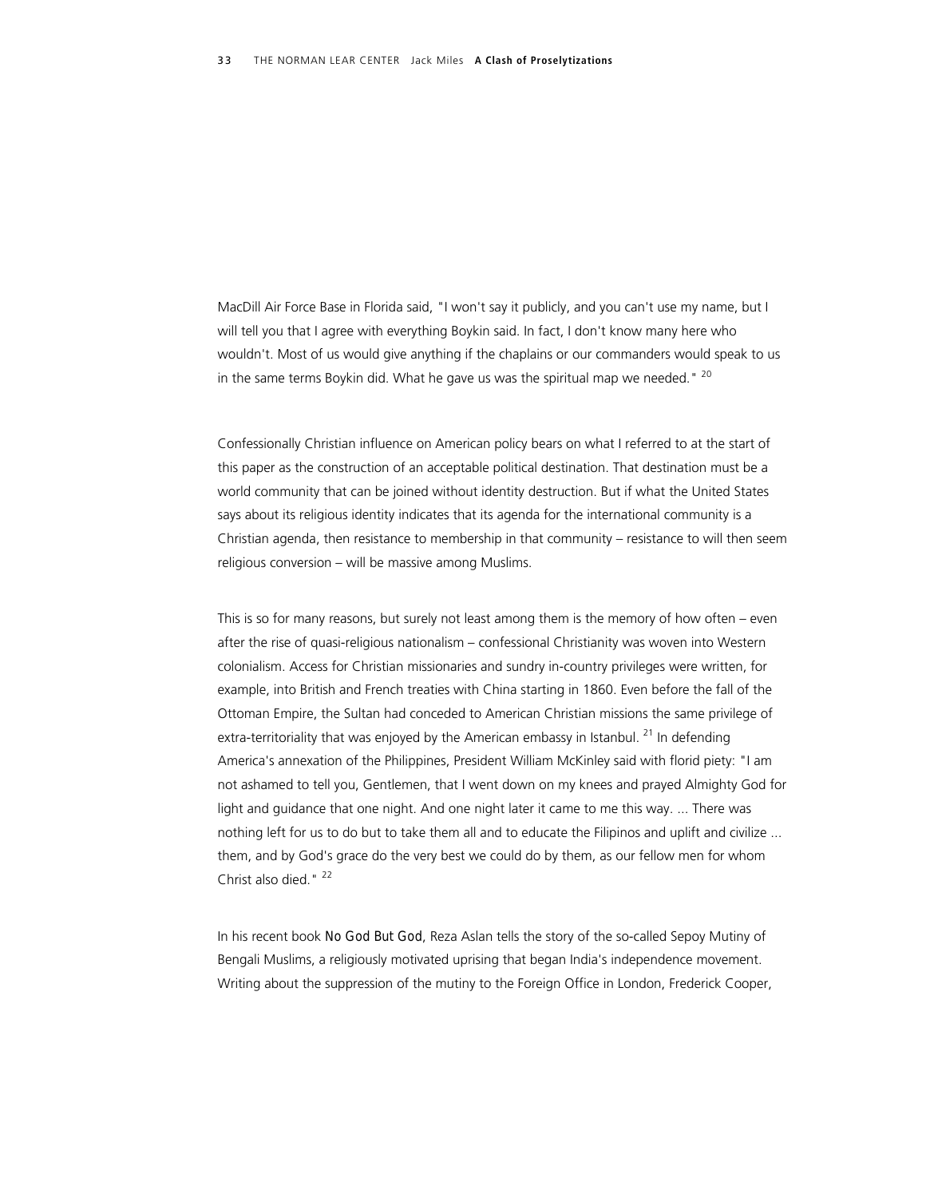MacDill Air Force Base in Florida said, "I won't say it publicly, and you can't use my name, but I will tell you that I agree with everything Boykin said. In fact, I don't know many here who wouldn't. Most of us would give anything if the chaplains or our commanders would speak to us in the same terms Boykin did. What he gave us was the spiritual map we needed." [20]

Confessionally Christian influence on American policy bears on what I referred to at the start of this paper as the construction of an acceptable political destination. That destination must be a world community that can be joined without identity destruction. But if what the United States says about its religious identity indicates that its agenda for the international community is a Christian agenda, then resistance to membership in that community – resistance to will then seem religious conversion – will be massive among Muslims.

This is so for many reasons, but surely not least among them is the memory of how often – even after the rise of quasi-religious nationalism – confessional Christianity was woven into Western colonialism. Access for Christian missionaries and sundry in-country privileges were written, for example, into British and French treaties with China starting in 1860. Even before the fall of the Ottoman Empire, the Sultan had conceded to American Christian missions the same privilege of extra-territoriality that was enjoyed by the American embassy in Istanbul. [21] In defending America's annexation of the Philippines, President William McKinley said with florid piety: "I am not ashamed to tell you, Gentlemen, that I went down on my knees and prayed Almighty God for light and guidance that one night. And one night later it came to me this way. ... There was nothing left for us to do but to take them all and to educate the Filipinos and uplift and civilize ... them, and by God's grace do the very best we could do by them, as our fellow men for whom Christ also died." [22]

In his recent book *No God But God*, Reza Aslan tells the story of the so-called Sepoy Mutiny of Bengali Muslims, a religiously motivated uprising that began India's independence movement. Writing about the suppression of the mutiny to the Foreign Office in London, Frederick Cooper,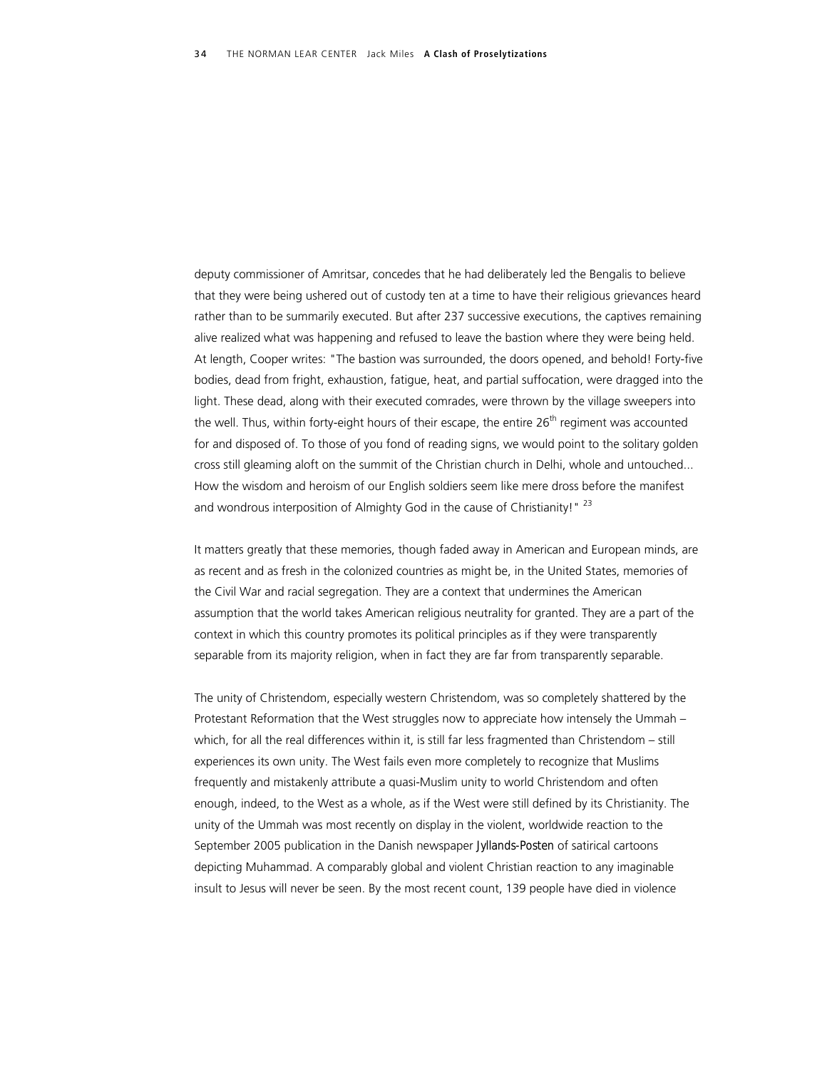deputy commissioner of Amritsar, concedes that he had deliberately led the Bengalis to believe that they were being ushered out of custody ten at a time to have their religious grievances heard rather than to be summarily executed. But after 237 successive executions, the captives remaining alive realized what was happening and refused to leave the bastion where they were being held. At length, Cooper writes: "The bastion was surrounded, the doors opened, and behold! Forty-five bodies, dead from fright, exhaustion, fatigue, heat, and partial suffocation, were dragged into the light. These dead, along with their executed comrades, were thrown by the village sweepers into the well. Thus, within forty-eight hours of their escape, the entire 26th regiment was accounted for and disposed of. To those of you fond of reading signs, we would point to the solitary golden cross still gleaming aloft on the summit of the Christian church in Delhi, whole and untouched... How the wisdom and heroism of our English soldiers seem like mere dross before the manifest and wondrous interposition of Almighty God in the cause of Christianity!" [23]

It matters greatly that these memories, though faded away in American and European minds, are as recent and as fresh in the colonized countries as might be, in the United States, memories of the Civil War and racial segregation. They are a context that undermines the American assumption that the world takes American religious neutrality for granted. They are a part of the context in which this country promotes its political principles as if they were transparently separable from its majority religion, when in fact they are far from transparently separable.

The unity of Christendom, especially western Christendom, was so completely shattered by the Protestant Reformation that the West struggles now to appreciate how intensely the Ummah – which, for all the real differences within it, is still far less fragmented than Christendom – still experiences its own unity. The West fails even more completely to recognize that Muslims frequently and mistakenly attribute a quasi-Muslim unity to world Christendom and often enough, indeed, to the West as a whole, as if the West were still defined by its Christianity. The unity of the Ummah was most recently on display in the violent, worldwide reaction to the September 2005 publication in the Danish newspaper *Jyllands-Posten* of satirical cartoons depicting Muhammad. A comparably global and violent Christian reaction to any imaginable insult to Jesus will never be seen. By the most recent count, 139 people have died in violence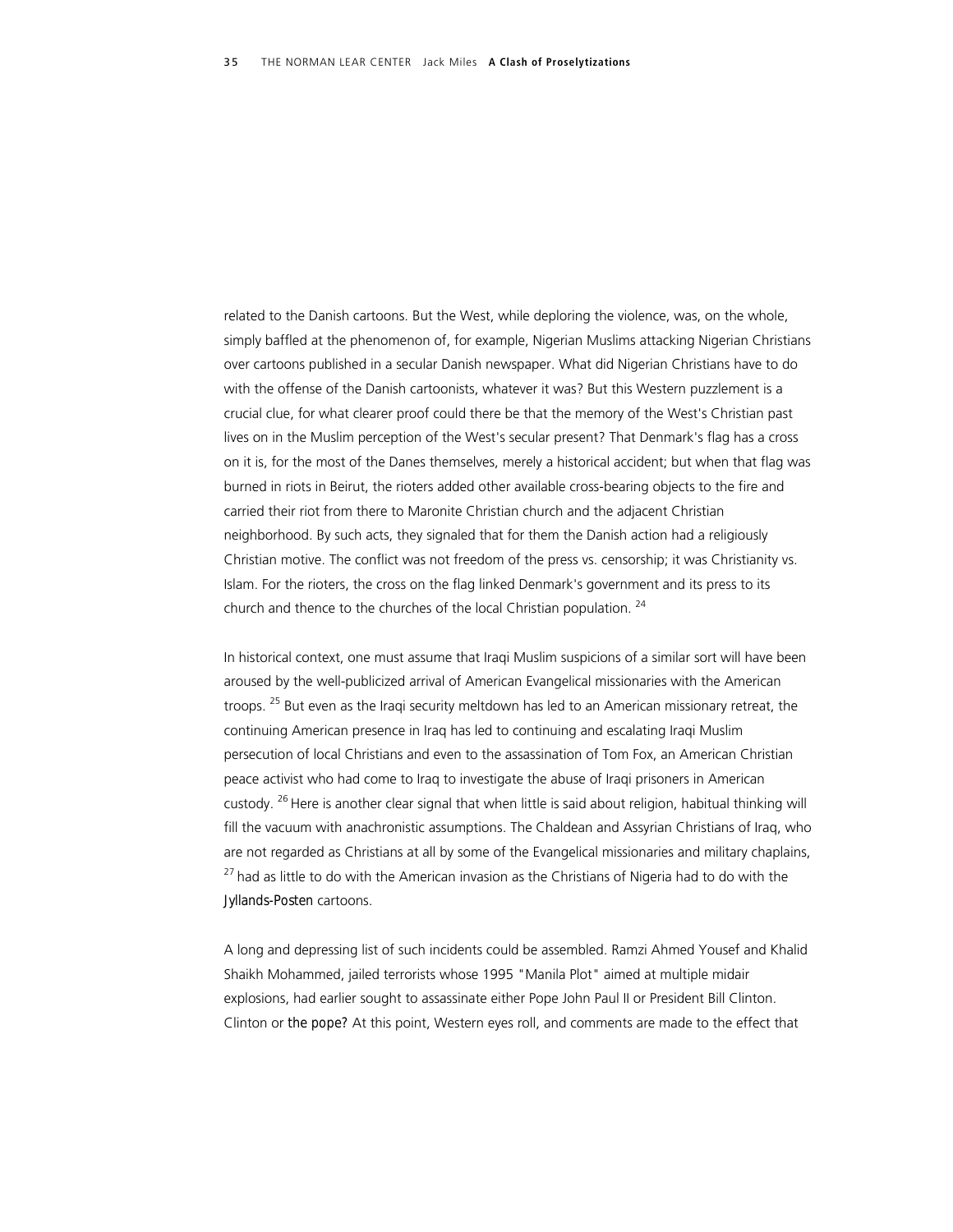related to the Danish cartoons. But the West, while deploring the violence, was, on the whole, simply baffled at the phenomenon of, for example, Nigerian Muslims attacking Nigerian Christians over cartoons published in a secular Danish newspaper. What did Nigerian Christians have to do with the offense of the Danish cartoonists, whatever it was? But this Western puzzlement is a crucial clue, for what clearer proof could there be that the memory of the West's Christian past lives on in the Muslim perception of the West's secular present? That Denmark's flag has a cross on it is, for the most of the Danes themselves, merely a historical accident; but when that flag was burned in riots in Beirut, the rioters added other available cross-bearing objects to the fire and carried their riot from there to Maronite Christian church and the adjacent Christian neighborhood. By such acts, they signaled that for them the Danish action had a religiously Christian motive. The conflict was not freedom of the press vs. censorship; it was Christianity vs. Islam. For the rioters, the cross on the flag linked Denmark's government and its press to its church and thence to the churches of the local Christian population. [24]

In historical context, one must assume that Iraqi Muslim suspicions of a similar sort will have been aroused by the well-publicized arrival of American Evangelical missionaries with the American troops. [25] But even as the Iraqi security meltdown has led to an American missionary retreat, the continuing American presence in Iraq has led to continuing and escalating Iraqi Muslim persecution of local Christians and even to the assassination of Tom Fox, an American Christian peace activist who had come to Iraq to investigate the abuse of Iraqi prisoners in American custody. [26] Here is another clear signal that when little is said about religion, habitual thinking will fill the vacuum with anachronistic assumptions. The Chaldean and Assyrian Christians of Iraq, who are not regarded as Christians at all by some of the Evangelical missionaries and military chaplains, [27] had as little to do with the American invasion as the Christians of Nigeria had to do with the *Jyllands-Posten* cartoons.

A long and depressing list of such incidents could be assembled. Ramzi Ahmed Yousef and Khalid Shaikh Mohammed, jailed terrorists whose 1995 "Manila Plot" aimed at multiple midair explosions, had earlier sought to assassinate either Pope John Paul II or President Bill Clinton. Clinton or *the pope?* At this point, Western eyes roll, and comments are made to the effect that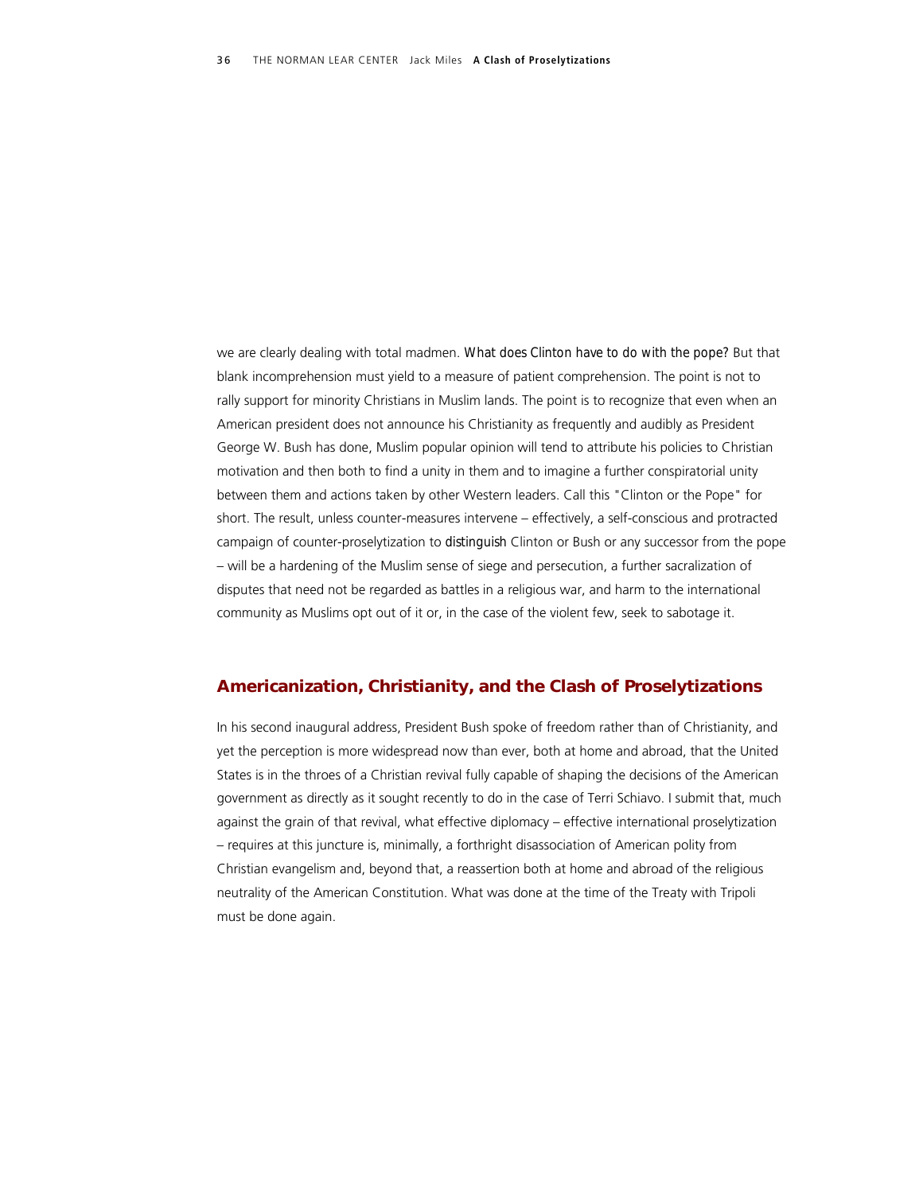we are clearly dealing with total madmen. *What does Clinton have to do with the pope?* But that blank incomprehension must yield to a measure of patient comprehension. The point is not to rally support for minority Christians in Muslim lands. The point is to recognize that even when an American president does not announce his Christianity as frequently and audibly as President George W. Bush has done, Muslim popular opinion will tend to attribute his policies to Christian motivation and then both to find a unity in them and to imagine a further conspiratorial unity between them and actions taken by other Western leaders. Call this "Clinton or the Pope" for short. The result, unless counter-measures intervene – effectively, a self-conscious and protracted campaign of counter-proselytization to *distinguish* Clinton or Bush or any successor from the pope – will be a hardening of the Muslim sense of siege and persecution, a further sacralization of disputes that need not be regarded as battles in a religious war, and harm to the international community as Muslims opt out of it or, in the case of the violent few, seek to sabotage it.

## Americanization, Christianity, and the Clash of Proselytizations

In his second inaugural address, President Bush spoke of freedom rather than of Christianity, and yet the perception is more widespread now than ever, both at home and abroad, that the United States is in the throes of a Christian revival fully capable of shaping the decisions of the American government as directly as it sought recently to do in the case of Terri Schiavo. I submit that, much against the grain of that revival, what effective diplomacy – effective international proselytization – requires at this juncture is, minimally, a forthright disassociation of American polity from Christian evangelism and, beyond that, a reassertion both at home and abroad of the religious neutrality of the American Constitution. What was done at the time of the Treaty with Tripoli must be done again.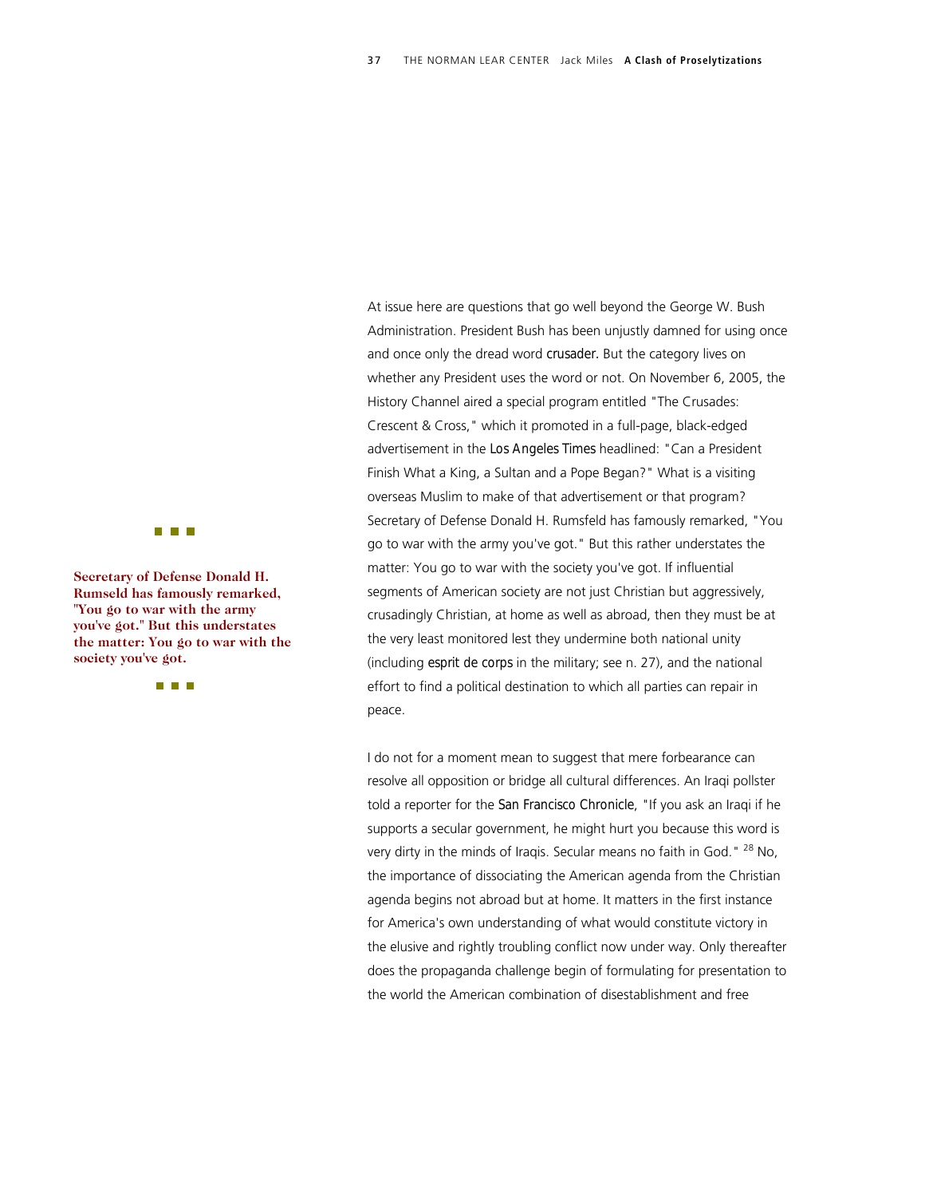At issue here are questions that go well beyond the George W. Bush Administration. President Bush has been unjustly damned for using once and once only the dread word *crusader.* But the category lives on whether any President uses the word or not. On November 6, 2005, the History Channel aired a special program entitled "The Crusades: Crescent & Cross," which it promoted in a full-page, black-edged advertisement in the *Los Angeles Times* headlined: "Can a President Finish What a King, a Sultan and a Pope Began?" What is a visiting overseas Muslim to make of that advertisement or that program? Secretary of Defense Donald H. Rumsfeld has famously remarked, "You go to war with the army you've got." But this rather understates the matter: You go to war with the society you've got. If influential segments of American society are not just Christian but aggressively, crusadingly Christian, at home as well as abroad, then they must be at the very least monitored lest they undermine both national unity (including *esprit de corps* in the military; see n. 27), and the national effort to find a political destination to which all parties can repair in peace.

**Secretary of Defense Donald H. Rumseld has famously remarked, "You go to war with the army you've got." But this understates the matter: You go to war with the society you've got.**

I do not for a moment mean to suggest that mere forbearance can resolve all opposition or bridge all cultural differences. An Iraqi pollster told a reporter for the *San Francisco Chronicle*, "If you ask an Iraqi if he supports a secular government, he might hurt you because this word is very dirty in the minds of Iraqis. Secular means no faith in God." [28] No, the importance of dissociating the American agenda from the Christian agenda begins not abroad but at home. It matters in the first instance for America's own understanding of what would constitute victory in the elusive and rightly troubling conflict now under way. Only thereafter does the propaganda challenge begin of formulating for presentation to the world the American combination of disestablishment and free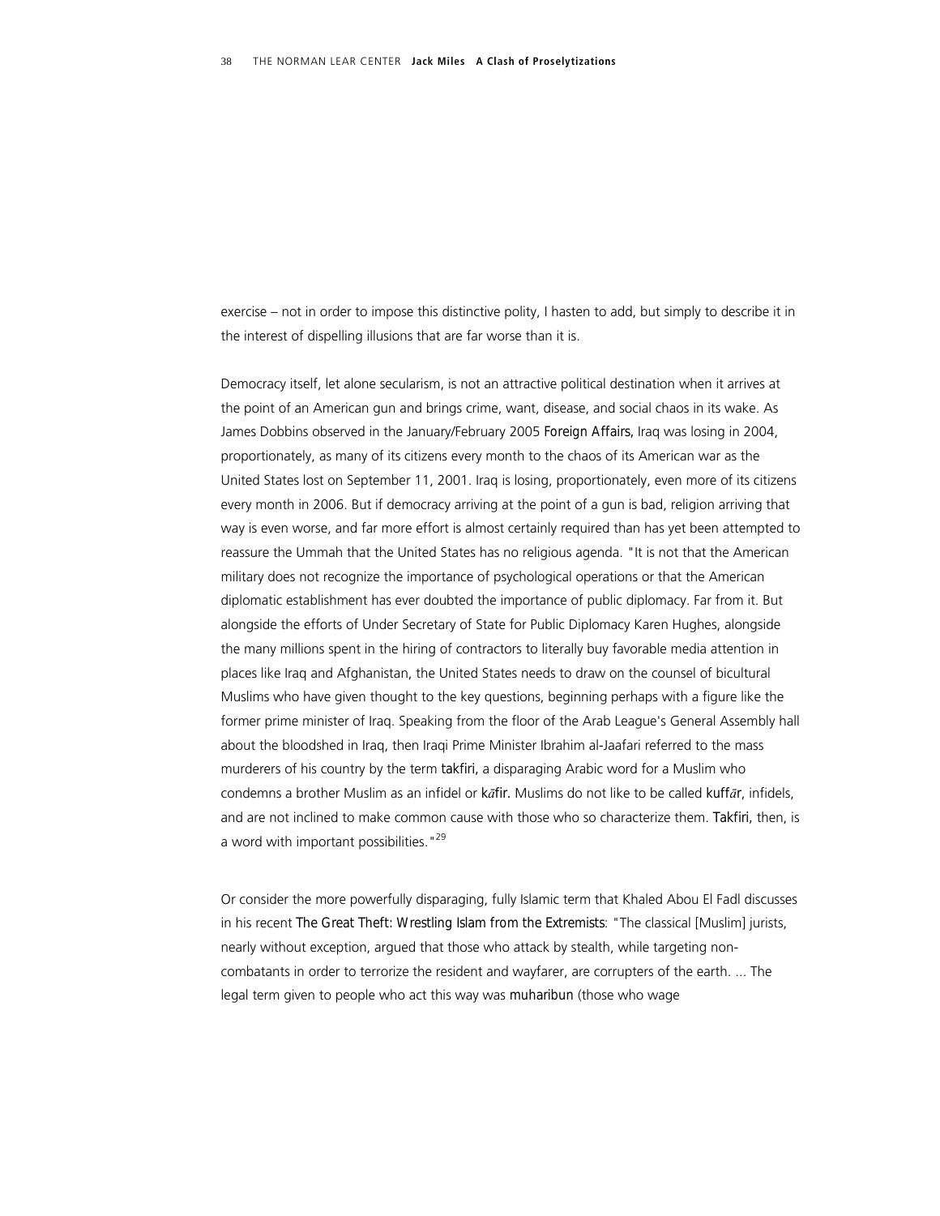exercise – not in order to impose this distinctive polity, I hasten to add, but simply to describe it in the interest of dispelling illusions that are far worse than it is.

Democracy itself, let alone secularism, is not an attractive political destination when it arrives at the point of an American gun and brings crime, want, disease, and social chaos in its wake. As James Dobbins observed in the January/February 2005 *Foreign Affairs,* Iraq was losing in 2004, proportionately, as many of its citizens every month to the chaos of its American war as the United States lost on September 11, 2001. Iraq is losing, proportionately, even more of its citizens every month in 2006. But if democracy arriving at the point of a gun is bad, religion arriving that way is even worse, and far more effort is almost certainly required than has yet been attempted to reassure the Ummah that the United States has no religious agenda. "It is not that the American military does not recognize the importance of psychological operations or that the American diplomatic establishment has ever doubted the importance of public diplomacy. Far from it. But alongside the efforts of Under Secretary of State for Public Diplomacy Karen Hughes, alongside the many millions spent in the hiring of contractors to literally buy favorable media attention in places like Iraq and Afghanistan, the United States needs to draw on the counsel of bicultural Muslims who have given thought to the key questions, beginning perhaps with a figure like the former prime minister of Iraq. Speaking from the floor of the Arab League's General Assembly hall about the bloodshed in Iraq, then Iraqi Prime Minister Ibrahim al-Jaafari referred to the mass murderers of his country by the term *takfiri,* a disparaging Arabic word for a Muslim who condemns a brother Muslim as an infidel or *kāfir.* Muslims do not like to be called *kuffār*, infidels, and are not inclined to make common cause with those who so characterize them. *Takfiri,* then, is a word with important possibilities."[29]

Or consider the more powerfully disparaging, fully Islamic term that Khaled Abou El Fadl discusses in his recent *The Great Theft: Wrestling Islam from the Extremists*: "The classical [Muslim] jurists, nearly without exception, argued that those who attack by stealth, while targeting non-combatants in order to terrorize the resident and wayfarer, are corrupters of the earth. ... The legal term given to people who act this way was *muharibun* (those who wage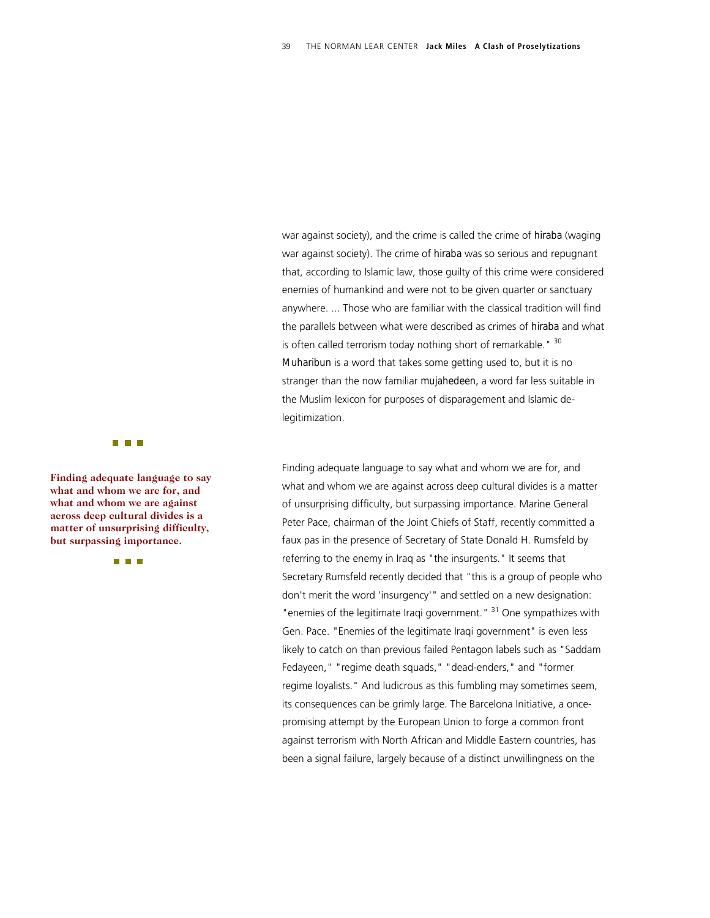war against society), and the crime is called the crime of *hiraba* (waging war against society). The crime of *hiraba* was so serious and repugnant that, according to Islamic law, those guilty of this crime were considered enemies of humankind and were not to be given quarter or sanctuary anywhere. ... Those who are familiar with the classical tradition will find the parallels between what were described as crimes of *hiraba* and what is often called terrorism today nothing short of remarkable." [30] *Muharibun* is a word that takes some getting used to, but it is no stranger than the now familiar *mujahedeen*, a word far less suitable in the Muslim lexicon for purposes of disparagement and Islamic de-legitimization.

**Finding adequate language to say what and whom we are for, and what and whom we are against across deep cultural divides is a matter of unsurprising difficulty, but surpassing importance.**

Finding adequate language to say what and whom we are for, and what and whom we are against across deep cultural divides is a matter of unsurprising difficulty, but surpassing importance. Marine General Peter Pace, chairman of the Joint Chiefs of Staff, recently committed a faux pas in the presence of Secretary of State Donald H. Rumsfeld by referring to the enemy in Iraq as "the insurgents." It seems that Secretary Rumsfeld recently decided that "this is a group of people who don't merit the word 'insurgency'" and settled on a new designation: "enemies of the legitimate Iraqi government." [31] One sympathizes with Gen. Pace. "Enemies of the legitimate Iraqi government" is even less likely to catch on than previous failed Pentagon labels such as "Saddam Fedayeen," "regime death squads," "dead-enders," and "former regime loyalists." And ludicrous as this fumbling may sometimes seem, its consequences can be grimly large. The Barcelona Initiative, a once-promising attempt by the European Union to forge a common front against terrorism with North African and Middle Eastern countries, has been a signal failure, largely because of a distinct unwillingness on the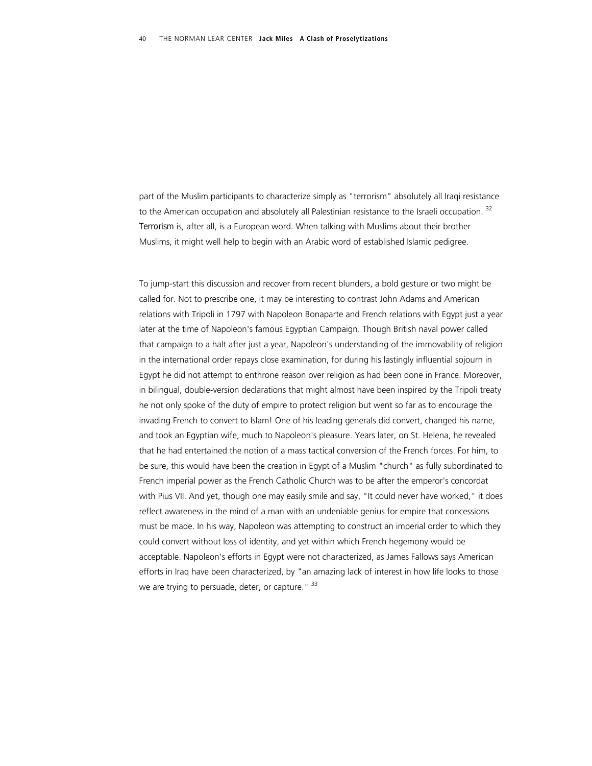part of the Muslim participants to characterize simply as "terrorism" absolutely all Iraqi resistance to the American occupation and absolutely all Palestinian resistance to the Israeli occupation. [32] *Terrorism* is, after all, is a European word. When talking with Muslims about their brother Muslims, it might well help to begin with an Arabic word of established Islamic pedigree.

To jump-start this discussion and recover from recent blunders, a bold gesture or two might be called for. Not to prescribe one, it may be interesting to contrast John Adams and American relations with Tripoli in 1797 with Napoleon Bonaparte and French relations with Egypt just a year later at the time of Napoleon's famous Egyptian Campaign. Though British naval power called that campaign to a halt after just a year, Napoleon's understanding of the immovability of religion in the international order repays close examination, for during his lastingly influential sojourn in Egypt he did not attempt to enthrone reason over religion as had been done in France. Moreover, in bilingual, double-version declarations that might almost have been inspired by the Tripoli treaty he not only spoke of the duty of empire to protect religion but went so far as to encourage the invading French to convert to Islam! One of his leading generals did convert, changed his name, and took an Egyptian wife, much to Napoleon's pleasure. Years later, on St. Helena, he revealed that he had entertained the notion of a mass tactical conversion of the French forces. For him, to be sure, this would have been the creation in Egypt of a Muslim "church" as fully subordinated to French imperial power as the French Catholic Church was to be after the emperor's concordat with Pius VII. And yet, though one may easily smile and say, "It could never have worked," it does reflect awareness in the mind of a man with an undeniable genius for empire that concessions must be made. In his way, Napoleon was attempting to construct an imperial order to which they could convert without loss of identity, and yet within which French hegemony would be acceptable. Napoleon's efforts in Egypt were not characterized, as James Fallows says American efforts in Iraq have been characterized, by "an amazing lack of interest in how life looks to those we are trying to persuade, deter, or capture." [33]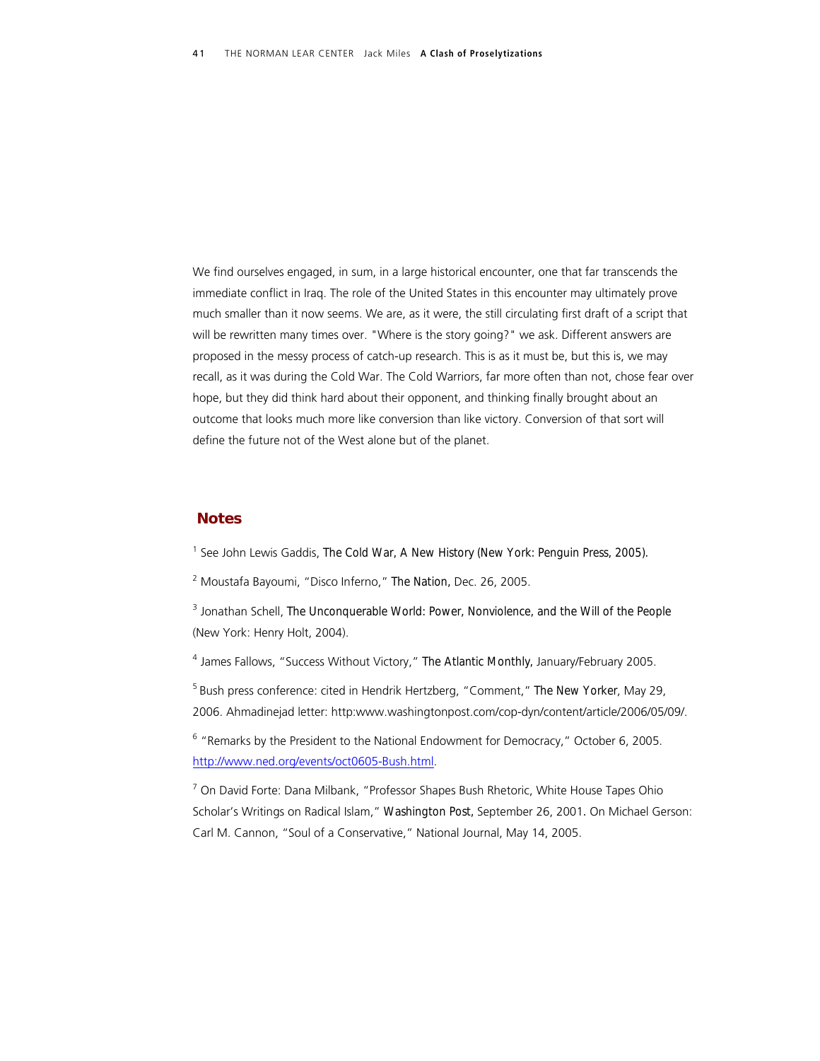We find ourselves engaged, in sum, in a large historical encounter, one that far transcends the immediate conflict in Iraq. The role of the United States in this encounter may ultimately prove much smaller than it now seems. We are, as it were, the still circulating first draft of a script that will be rewritten many times over. "Where is the story going?" we ask. Different answers are proposed in the messy process of catch-up research. This is as it must be, but this is, we may recall, as it was during the Cold War. The Cold Warriors, far more often than not, chose fear over hope, but they did think hard about their opponent, and thinking finally brought about an outcome that looks much more like conversion than like victory. Conversion of that sort will define the future not of the West alone but of the planet.

## Notes

[1] See John Lewis Gaddis, *The Cold War, A New History* (New York: Penguin Press, 2005).

[2] Moustafa Bayoumi, "Disco Inferno," *The Nation*, Dec. 26, 2005.

[3] Jonathan Schell, *The Unconquerable World: Power, Nonviolence, and the Will of the People* (New York: Henry Holt, 2004).

[4] James Fallows, "Success Without Victory," *The Atlantic Monthly*, January/February 2005.

[5] Bush press conference: cited in Hendrik Hertzberg, "Comment," *The New Yorker*, May 29, 2006. Ahmadinejad letter: http:www.washingtonpost.com/cop-dyn/content/article/2006/05/09/.

[6] "Remarks by the President to the National Endowment for Democracy," October 6, 2005. http://www.ned.org/events/oct0605-Bush.html.

[7] On David Forte: Dana Milbank, "Professor Shapes Bush Rhetoric, White House Tapes Ohio Scholar's Writings on Radical Islam," *Washington Post*, September 26, 2001. On Michael Gerson: Carl M. Cannon, "Soul of a Conservative," National Journal, May 14, 2005.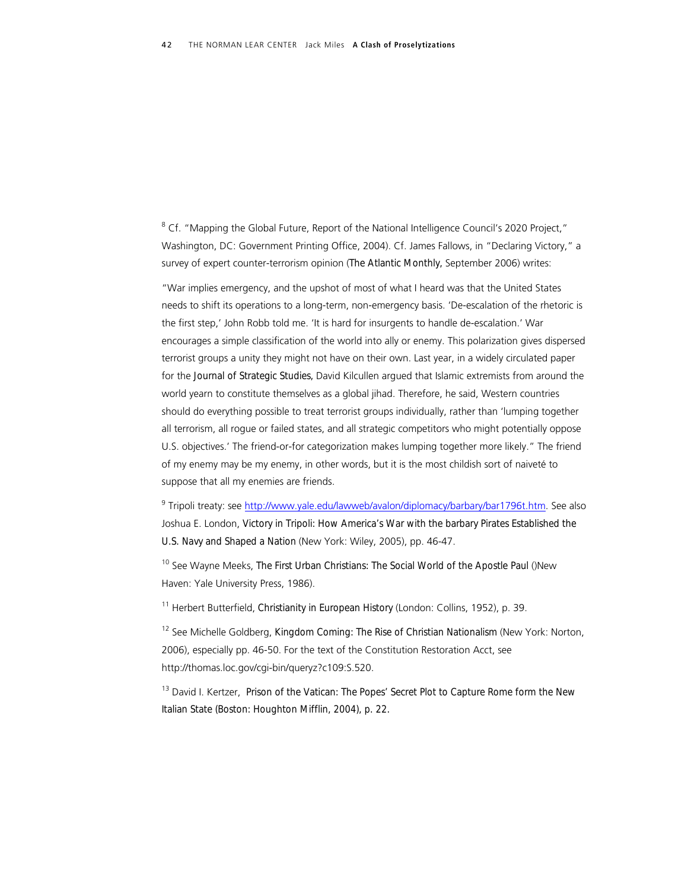[8] Cf. "Mapping the Global Future, Report of the National Intelligence Council's 2020 Project," Washington, DC: Government Printing Office, 2004). Cf. James Fallows, in "Declaring Victory," a survey of expert counter-terrorism opinion (*The Atlantic Monthly,* September 2006) writes:

"War implies emergency, and the upshot of most of what I heard was that the United States needs to shift its operations to a long-term, non-emergency basis. 'De-escalation of the rhetoric is the first step,' John Robb told me. 'It is hard for insurgents to handle de-escalation.' War encourages a simple classification of the world into ally or enemy. This polarization gives dispersed terrorist groups a unity they might not have on their own. Last year, in a widely circulated paper for the *Journal of Strategic Studies,* David Kilcullen argued that Islamic extremists from around the world yearn to constitute themselves as a global jihad. Therefore, he said, Western countries should do everything possible to treat terrorist groups individually, rather than 'lumping together all terrorism, all rogue or failed states, and all strategic competitors who might potentially oppose U.S. objectives.' The friend-or-for categorization makes lumping together more likely." The friend of my enemy may be my enemy, in other words, but it is the most childish sort of naiveté to suppose that all my enemies are friends.

[9] Tripoli treaty: see http://www.yale.edu/lawweb/avalon/diplomacy/barbary/bar1796t.htm. See also Joshua E. London, *Victory in Tripoli: How America's War with the barbary Pirates Established the U.S. Navy and Shaped a Nation* (New York: Wiley, 2005), pp. 46-47.

[10] See Wayne Meeks, *The First Urban Christians: The Social World of the Apostle Paul* ()New Haven: Yale University Press, 1986).

[11] Herbert Butterfield, *Christianity in European History* (London: Collins, 1952), p. 39.

[12] See Michelle Goldberg, *Kingdom Coming: The Rise of Christian Nationalism* (New York: Norton, 2006), especially pp. 46-50. For the text of the Constitution Restoration Acct, see http://thomas.loc.gov/cgi-bin/queryz?c109:S.520.

[13] David I. Kertzer, *Prison of the Vatican: The Popes' Secret Plot to Capture Rome form the New Italian State* (Boston: Houghton Mifflin, 2004), p. 22.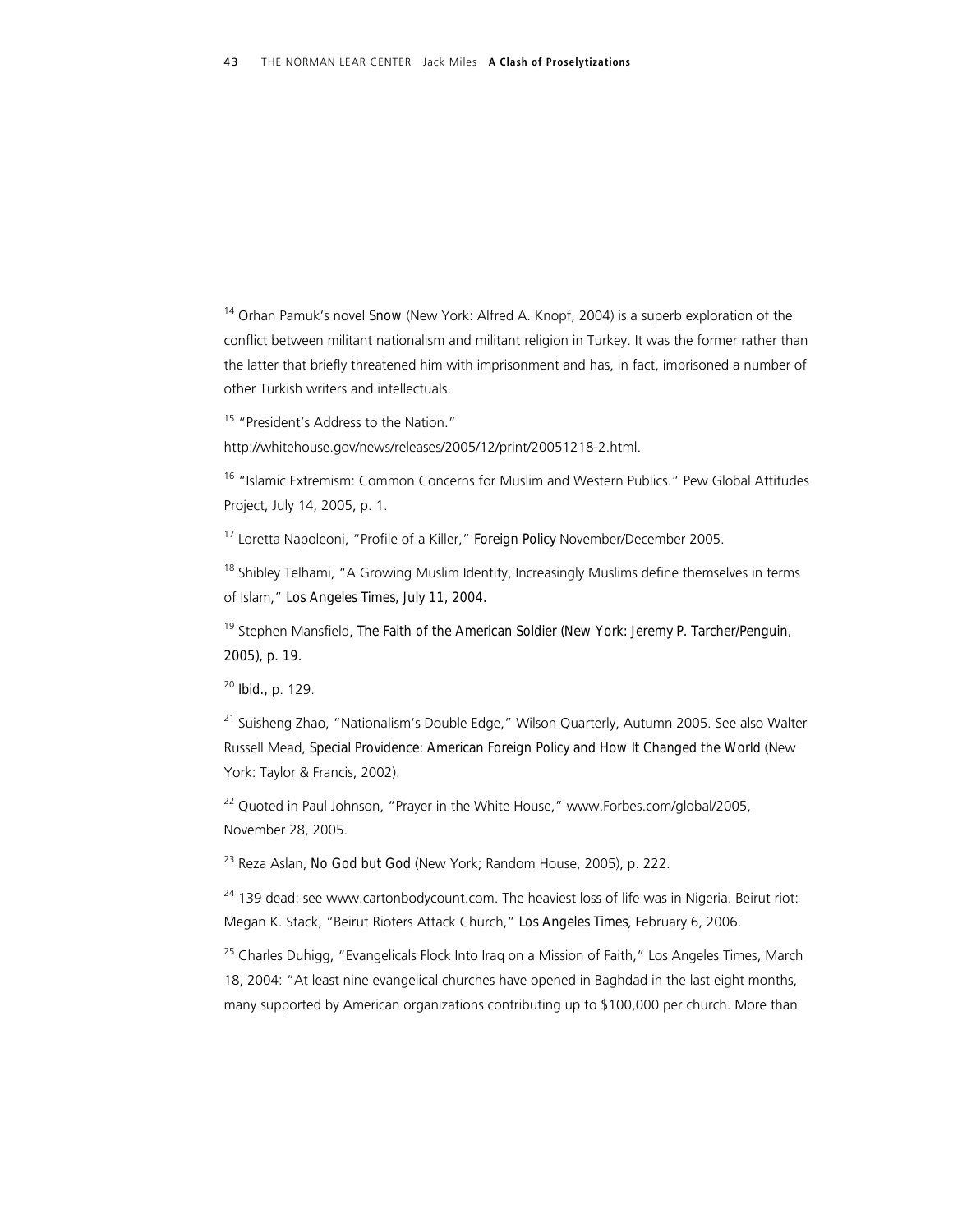[14] Orhan Pamuk's novel *Snow* (New York: Alfred A. Knopf, 2004) is a superb exploration of the conflict between militant nationalism and militant religion in Turkey. It was the former rather than the latter that briefly threatened him with imprisonment and has, in fact, imprisoned a number of other Turkish writers and intellectuals.

[15] "President's Address to the Nation." http://whitehouse.gov/news/releases/2005/12/print/20051218-2.html.

[16] "Islamic Extremism: Common Concerns for Muslim and Western Publics." Pew Global Attitudes Project, July 14, 2005, p. 1.

[17] Loretta Napoleoni, "Profile of a Killer," *Foreign Policy* November/December 2005.

[18] Shibley Telhami, "A Growing Muslim Identity, Increasingly Muslims define themselves in terms of Islam," *Los Angeles Times, July 11, 2004.*

[19] Stephen Mansfield, *The Faith of the American Soldier (New York: Jeremy P. Tarcher/Penguin, 2005), p. 19.*

[20] *Ibid.*, p. 129.

[21] Suisheng Zhao, "Nationalism's Double Edge," Wilson Quarterly, Autumn 2005. See also Walter Russell Mead, *Special Providence: American Foreign Policy and How It Changed the World* (New York: Taylor & Francis, 2002).

[22] Quoted in Paul Johnson, "Prayer in the White House," www.Forbes.com/global/2005, November 28, 2005.

[23] Reza Aslan, *No God but God* (New York; Random House, 2005), p. 222.

[24] 139 dead: see www.cartonbodycount.com. The heaviest loss of life was in Nigeria. Beirut riot: Megan K. Stack, "Beirut Rioters Attack Church," *Los Angeles Times*, February 6, 2006.

[25] Charles Duhigg, "Evangelicals Flock Into Iraq on a Mission of Faith," Los Angeles Times, March 18, 2004: "At least nine evangelical churches have opened in Baghdad in the last eight months, many supported by American organizations contributing up to $100,000 per church. More than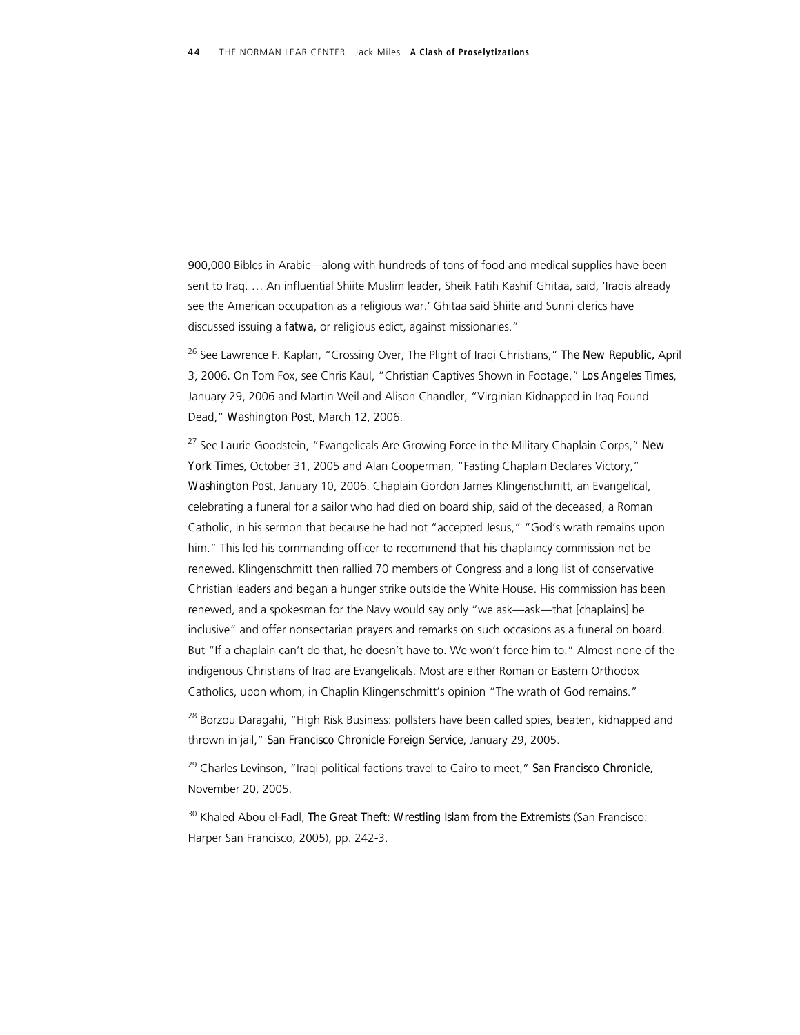900,000 Bibles in Arabic—along with hundreds of tons of food and medical supplies have been sent to Iraq. … An influential Shiite Muslim leader, Sheik Fatih Kashif Ghitaa, said, 'Iraqis already see the American occupation as a religious war.' Ghitaa said Shiite and Sunni clerics have discussed issuing a *fatwa*, or religious edict, against missionaries."

[26] See Lawrence F. Kaplan, "Crossing Over, The Plight of Iraqi Christians," *The New Republic*, April 3, 2006. On Tom Fox, see Chris Kaul, "Christian Captives Shown in Footage," *Los Angeles Times*, January 29, 2006 and Martin Weil and Alison Chandler, "Virginian Kidnapped in Iraq Found Dead," *Washington Post*, March 12, 2006.

[27] See Laurie Goodstein, "Evangelicals Are Growing Force in the Military Chaplain Corps," *New York Times*, October 31, 2005 and Alan Cooperman, "Fasting Chaplain Declares Victory," *Washington Post*, January 10, 2006. Chaplain Gordon James Klingenschmitt, an Evangelical, celebrating a funeral for a sailor who had died on board ship, said of the deceased, a Roman Catholic, in his sermon that because he had not "accepted Jesus," "God's wrath remains upon him." This led his commanding officer to recommend that his chaplaincy commission not be renewed. Klingenschmitt then rallied 70 members of Congress and a long list of conservative Christian leaders and began a hunger strike outside the White House. His commission has been renewed, and a spokesman for the Navy would say only "we ask—ask—that [chaplains] be inclusive" and offer nonsectarian prayers and remarks on such occasions as a funeral on board. But "If a chaplain can't do that, he doesn't have to. We won't force him to." Almost none of the indigenous Christians of Iraq are Evangelicals. Most are either Roman or Eastern Orthodox Catholics, upon whom, in Chaplin Klingenschmitt's opinion "The wrath of God remains."

[28] Borzou Daragahi, "High Risk Business: pollsters have been called spies, beaten, kidnapped and thrown in jail," *San Francisco Chronicle Foreign Service*, January 29, 2005.

[29] Charles Levinson, "Iraqi political factions travel to Cairo to meet," *San Francisco Chronicle*, November 20, 2005.

[30] Khaled Abou el-Fadl, *The Great Theft: Wrestling Islam from the Extremists* (San Francisco: Harper San Francisco, 2005), pp. 242-3.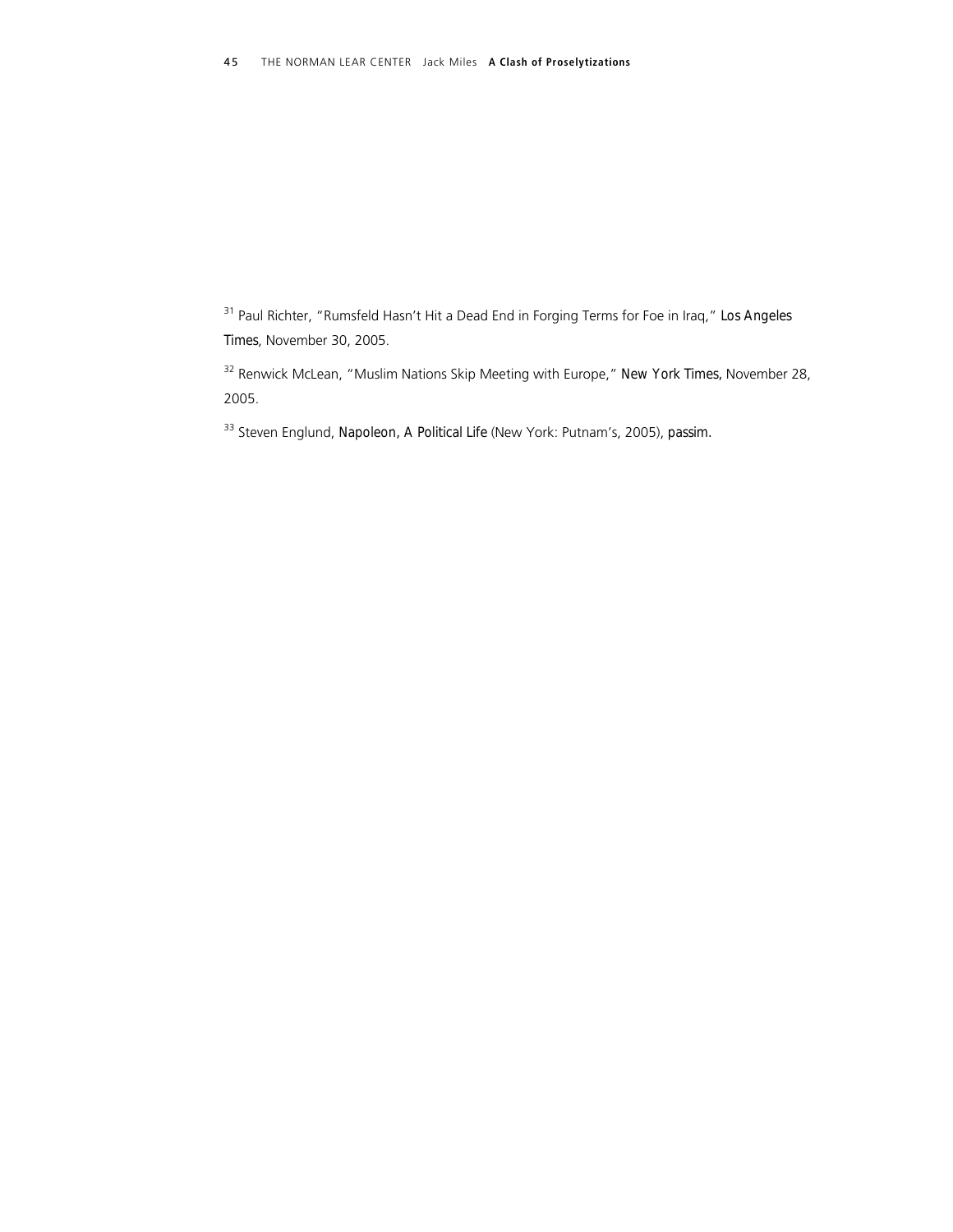[31] Paul Richter, "Rumsfeld Hasn't Hit a Dead End in Forging Terms for Foe in Iraq," *Los Angeles Times*, November 30, 2005.

[32] Renwick McLean, "Muslim Nations Skip Meeting with Europe," *New York Times,* November 28, 2005.

[33] Steven Englund, *Napoleon, A Political Life* (New York: Putnam's, 2005), *passim.*